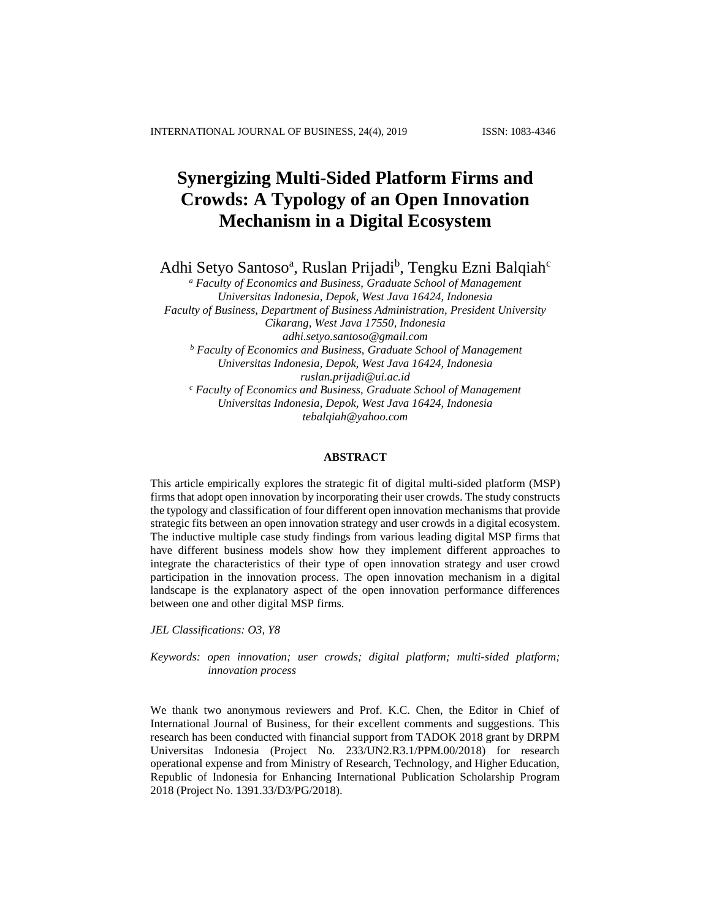# Synergizing Multi-Sided Platform Firms and Crowds: A Typology of an Open Innovation Mechanism in a Digital Ecosystem

Adhi Setyo Santoso[a], Ruslan Prijadi[b], Tengku Ezni Balqiah[c]

[a] *Faculty of Economics and Business, Graduate School of Management Universitas Indonesia, Depok, West Java 16424, Indonesia*
*Faculty of Business, Department of Business Administration, President University Cikarang, West Java 17550, Indonesia*
*adhi.setyo.santoso@gmail.com*

[b] *Faculty of Economics and Business, Graduate School of Management Universitas Indonesia, Depok, West Java 16424, Indonesia*
*ruslan.prijadi@ui.ac.id*

[c] *Faculty of Economics and Business, Graduate School of Management Universitas Indonesia, Depok, West Java 16424, Indonesia*
*tebalqiah@yahoo.com*

## ABSTRACT

This article empirically explores the strategic fit of digital multi-sided platform (MSP) firms that adopt open innovation by incorporating their user crowds. The study constructs the typology and classification of four different open innovation mechanisms that provide strategic fits between an open innovation strategy and user crowds in a digital ecosystem. The inductive multiple case study findings from various leading digital MSP firms that have different business models show how they implement different approaches to integrate the characteristics of their type of open innovation strategy and user crowd participation in the innovation process. The open innovation mechanism in a digital landscape is the explanatory aspect of the open innovation performance differences between one and other digital MSP firms.

*JEL Classifications: O3, Y8*

*Keywords: open innovation; user crowds; digital platform; multi-sided platform; innovation process*

We thank two anonymous reviewers and Prof. K.C. Chen, the Editor in Chief of International Journal of Business, for their excellent comments and suggestions. This research has been conducted with financial support from TADOK 2018 grant by DRPM Universitas Indonesia (Project No. 233/UN2.R3.1/PPM.00/2018) for research operational expense and from Ministry of Research, Technology, and Higher Education, Republic of Indonesia for Enhancing International Publication Scholarship Program 2018 (Project No. 1391.33/D3/PG/2018).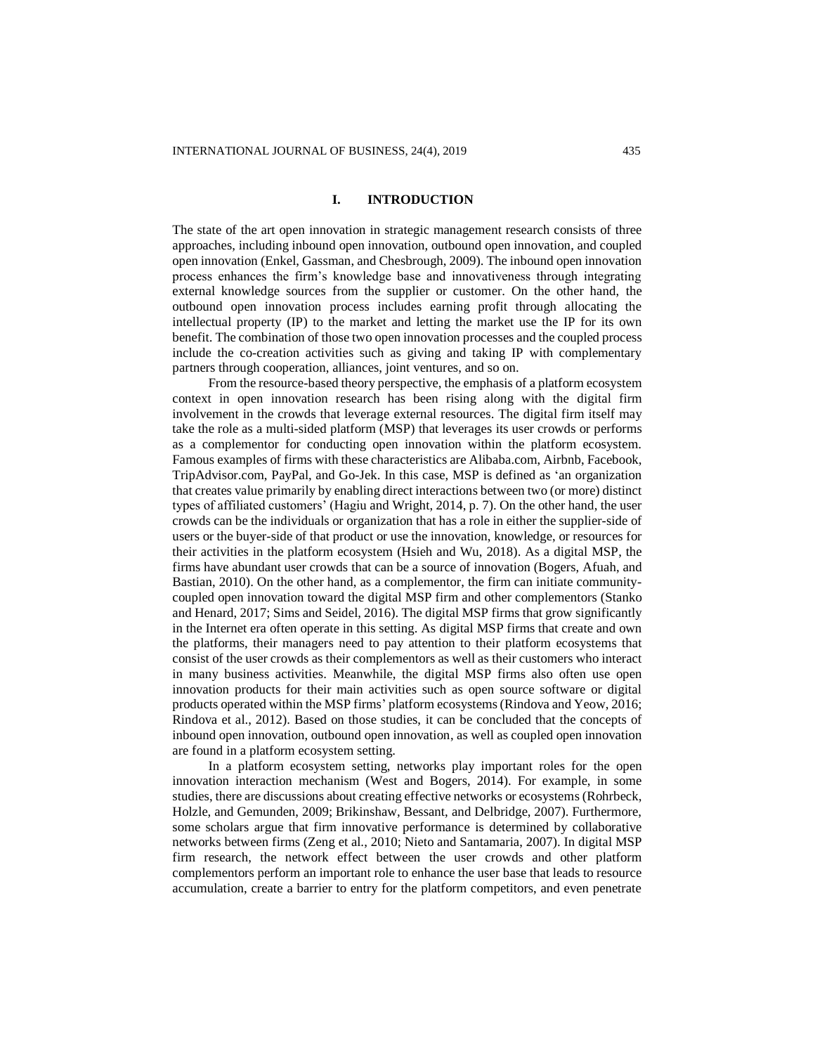## I. INTRODUCTION

The state of the art open innovation in strategic management research consists of three approaches, including inbound open innovation, outbound open innovation, and coupled open innovation (Enkel, Gassman, and Chesbrough, 2009). The inbound open innovation process enhances the firm's knowledge base and innovativeness through integrating external knowledge sources from the supplier or customer. On the other hand, the outbound open innovation process includes earning profit through allocating the intellectual property (IP) to the market and letting the market use the IP for its own benefit. The combination of those two open innovation processes and the coupled process include the co-creation activities such as giving and taking IP with complementary partners through cooperation, alliances, joint ventures, and so on.

From the resource-based theory perspective, the emphasis of a platform ecosystem context in open innovation research has been rising along with the digital firm involvement in the crowds that leverage external resources. The digital firm itself may take the role as a multi-sided platform (MSP) that leverages its user crowds or performs as a complementor for conducting open innovation within the platform ecosystem. Famous examples of firms with these characteristics are Alibaba.com, Airbnb, Facebook, TripAdvisor.com, PayPal, and Go-Jek. In this case, MSP is defined as 'an organization that creates value primarily by enabling direct interactions between two (or more) distinct types of affiliated customers' (Hagiu and Wright, 2014, p. 7). On the other hand, the user crowds can be the individuals or organization that has a role in either the supplier-side of users or the buyer-side of that product or use the innovation, knowledge, or resources for their activities in the platform ecosystem (Hsieh and Wu, 2018). As a digital MSP, the firms have abundant user crowds that can be a source of innovation (Bogers, Afuah, and Bastian, 2010). On the other hand, as a complementor, the firm can initiate community-coupled open innovation toward the digital MSP firm and other complementors (Stanko and Henard, 2017; Sims and Seidel, 2016). The digital MSP firms that grow significantly in the Internet era often operate in this setting. As digital MSP firms that create and own the platforms, their managers need to pay attention to their platform ecosystems that consist of the user crowds as their complementors as well as their customers who interact in many business activities. Meanwhile, the digital MSP firms also often use open innovation products for their main activities such as open source software or digital products operated within the MSP firms' platform ecosystems (Rindova and Yeow, 2016; Rindova et al., 2012). Based on those studies, it can be concluded that the concepts of inbound open innovation, outbound open innovation, as well as coupled open innovation are found in a platform ecosystem setting.

In a platform ecosystem setting, networks play important roles for the open innovation interaction mechanism (West and Bogers, 2014). For example, in some studies, there are discussions about creating effective networks or ecosystems (Rohrbeck, Holzle, and Gemunden, 2009; Brikinshaw, Bessant, and Delbridge, 2007). Furthermore, some scholars argue that firm innovative performance is determined by collaborative networks between firms (Zeng et al., 2010; Nieto and Santamaria, 2007). In digital MSP firm research, the network effect between the user crowds and other platform complementors perform an important role to enhance the user base that leads to resource accumulation, create a barrier to entry for the platform competitors, and even penetrate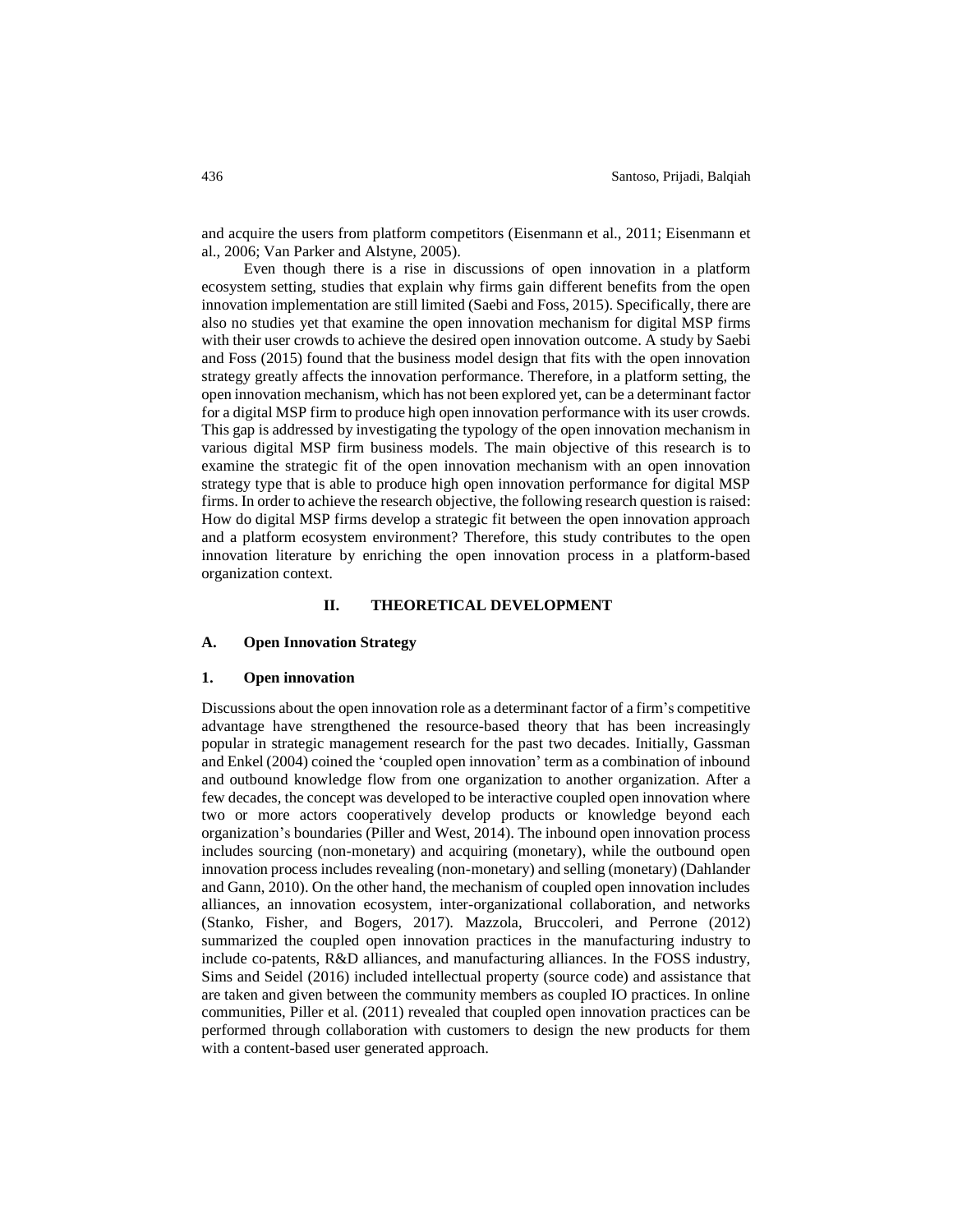and acquire the users from platform competitors (Eisenmann et al., 2011; Eisenmann et al., 2006; Van Parker and Alstyne, 2005).

Even though there is a rise in discussions of open innovation in a platform ecosystem setting, studies that explain why firms gain different benefits from the open innovation implementation are still limited (Saebi and Foss, 2015). Specifically, there are also no studies yet that examine the open innovation mechanism for digital MSP firms with their user crowds to achieve the desired open innovation outcome. A study by Saebi and Foss (2015) found that the business model design that fits with the open innovation strategy greatly affects the innovation performance. Therefore, in a platform setting, the open innovation mechanism, which has not been explored yet, can be a determinant factor for a digital MSP firm to produce high open innovation performance with its user crowds. This gap is addressed by investigating the typology of the open innovation mechanism in various digital MSP firm business models. The main objective of this research is to examine the strategic fit of the open innovation mechanism with an open innovation strategy type that is able to produce high open innovation performance for digital MSP firms. In order to achieve the research objective, the following research question is raised: How do digital MSP firms develop a strategic fit between the open innovation approach and a platform ecosystem environment? Therefore, this study contributes to the open innovation literature by enriching the open innovation process in a platform-based organization context.

## II. THEORETICAL DEVELOPMENT

### A. Open Innovation Strategy

#### 1. Open innovation

Discussions about the open innovation role as a determinant factor of a firm's competitive advantage have strengthened the resource-based theory that has been increasingly popular in strategic management research for the past two decades. Initially, Gassman and Enkel (2004) coined the 'coupled open innovation' term as a combination of inbound and outbound knowledge flow from one organization to another organization. After a few decades, the concept was developed to be interactive coupled open innovation where two or more actors cooperatively develop products or knowledge beyond each organization's boundaries (Piller and West, 2014). The inbound open innovation process includes sourcing (non-monetary) and acquiring (monetary), while the outbound open innovation process includes revealing (non-monetary) and selling (monetary) (Dahlander and Gann, 2010). On the other hand, the mechanism of coupled open innovation includes alliances, an innovation ecosystem, inter-organizational collaboration, and networks (Stanko, Fisher, and Bogers, 2017). Mazzola, Bruccoleri, and Perrone (2012) summarized the coupled open innovation practices in the manufacturing industry to include co-patents, R&D alliances, and manufacturing alliances. In the FOSS industry, Sims and Seidel (2016) included intellectual property (source code) and assistance that are taken and given between the community members as coupled IO practices. In online communities, Piller et al. (2011) revealed that coupled open innovation practices can be performed through collaboration with customers to design the new products for them with a content-based user generated approach.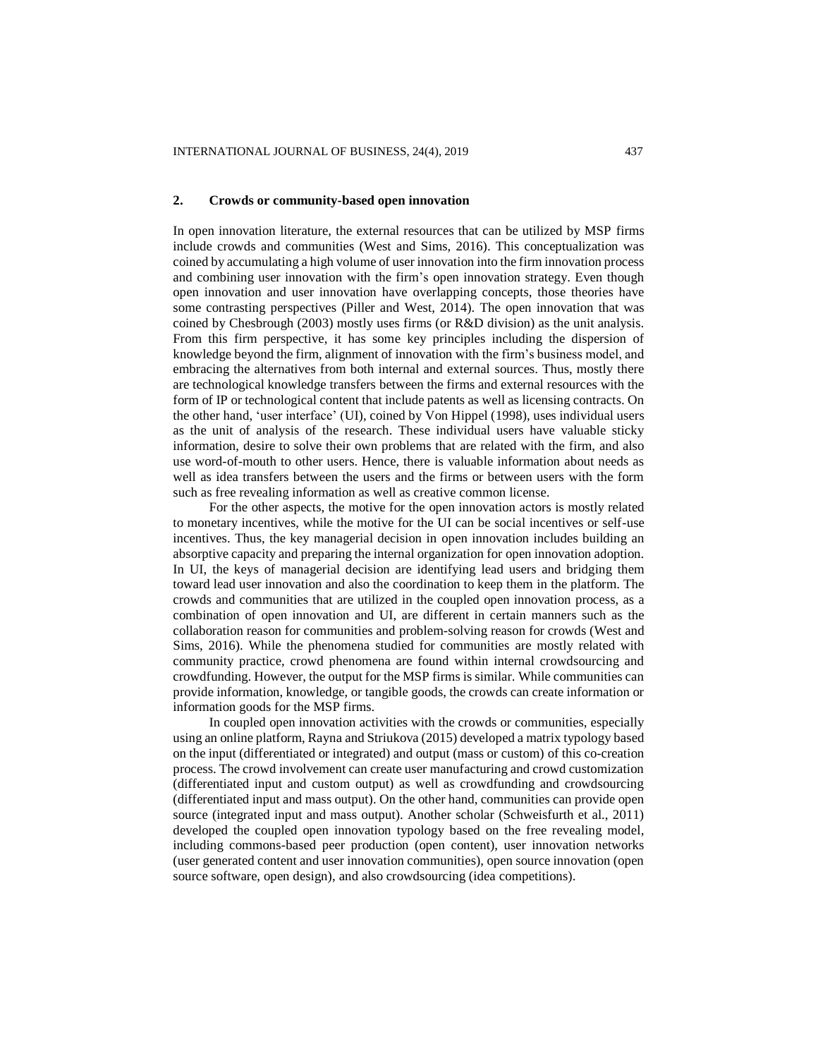## 2. Crowds or community-based open innovation

In open innovation literature, the external resources that can be utilized by MSP firms include crowds and communities (West and Sims, 2016). This conceptualization was coined by accumulating a high volume of user innovation into the firm innovation process and combining user innovation with the firm's open innovation strategy. Even though open innovation and user innovation have overlapping concepts, those theories have some contrasting perspectives (Piller and West, 2014). The open innovation that was coined by Chesbrough (2003) mostly uses firms (or R&D division) as the unit analysis. From this firm perspective, it has some key principles including the dispersion of knowledge beyond the firm, alignment of innovation with the firm's business model, and embracing the alternatives from both internal and external sources. Thus, mostly there are technological knowledge transfers between the firms and external resources with the form of IP or technological content that include patents as well as licensing contracts. On the other hand, 'user interface' (UI), coined by Von Hippel (1998), uses individual users as the unit of analysis of the research. These individual users have valuable sticky information, desire to solve their own problems that are related with the firm, and also use word-of-mouth to other users. Hence, there is valuable information about needs as well as idea transfers between the users and the firms or between users with the form such as free revealing information as well as creative common license.

For the other aspects, the motive for the open innovation actors is mostly related to monetary incentives, while the motive for the UI can be social incentives or self-use incentives. Thus, the key managerial decision in open innovation includes building an absorptive capacity and preparing the internal organization for open innovation adoption. In UI, the keys of managerial decision are identifying lead users and bridging them toward lead user innovation and also the coordination to keep them in the platform. The crowds and communities that are utilized in the coupled open innovation process, as a combination of open innovation and UI, are different in certain manners such as the collaboration reason for communities and problem-solving reason for crowds (West and Sims, 2016). While the phenomena studied for communities are mostly related with community practice, crowd phenomena are found within internal crowdsourcing and crowdfunding. However, the output for the MSP firms is similar. While communities can provide information, knowledge, or tangible goods, the crowds can create information or information goods for the MSP firms.

In coupled open innovation activities with the crowds or communities, especially using an online platform, Rayna and Striukova (2015) developed a matrix typology based on the input (differentiated or integrated) and output (mass or custom) of this co-creation process. The crowd involvement can create user manufacturing and crowd customization (differentiated input and custom output) as well as crowdfunding and crowdsourcing (differentiated input and mass output). On the other hand, communities can provide open source (integrated input and mass output). Another scholar (Schweisfurth et al., 2011) developed the coupled open innovation typology based on the free revealing model, including commons-based peer production (open content), user innovation networks (user generated content and user innovation communities), open source innovation (open source software, open design), and also crowdsourcing (idea competitions).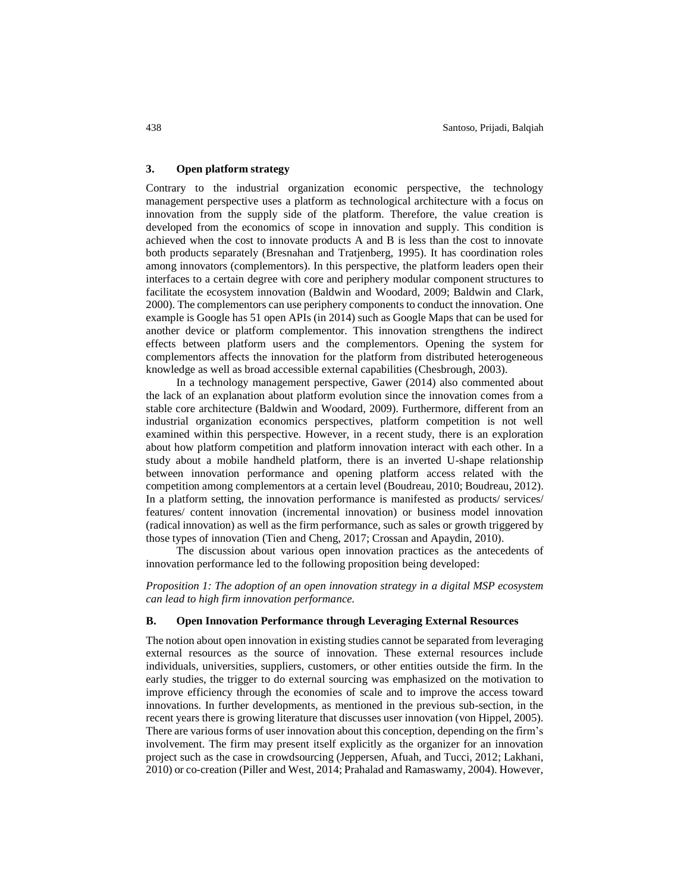### 3. Open platform strategy

Contrary to the industrial organization economic perspective, the technology management perspective uses a platform as technological architecture with a focus on innovation from the supply side of the platform. Therefore, the value creation is developed from the economics of scope in innovation and supply. This condition is achieved when the cost to innovate products A and B is less than the cost to innovate both products separately (Bresnahan and Tratjenberg, 1995). It has coordination roles among innovators (complementors). In this perspective, the platform leaders open their interfaces to a certain degree with core and periphery modular component structures to facilitate the ecosystem innovation (Baldwin and Woodard, 2009; Baldwin and Clark, 2000). The complementors can use periphery components to conduct the innovation. One example is Google has 51 open APIs (in 2014) such as Google Maps that can be used for another device or platform complementor. This innovation strengthens the indirect effects between platform users and the complementors. Opening the system for complementors affects the innovation for the platform from distributed heterogeneous knowledge as well as broad accessible external capabilities (Chesbrough, 2003).

In a technology management perspective, Gawer (2014) also commented about the lack of an explanation about platform evolution since the innovation comes from a stable core architecture (Baldwin and Woodard, 2009). Furthermore, different from an industrial organization economics perspectives, platform competition is not well examined within this perspective. However, in a recent study, there is an exploration about how platform competition and platform innovation interact with each other. In a study about a mobile handheld platform, there is an inverted U-shape relationship between innovation performance and opening platform access related with the competition among complementors at a certain level (Boudreau, 2010; Boudreau, 2012). In a platform setting, the innovation performance is manifested as products/ services/ features/ content innovation (incremental innovation) or business model innovation (radical innovation) as well as the firm performance, such as sales or growth triggered by those types of innovation (Tien and Cheng, 2017; Crossan and Apaydin, 2010).

The discussion about various open innovation practices as the antecedents of innovation performance led to the following proposition being developed:

*Proposition 1: The adoption of an open innovation strategy in a digital MSP ecosystem can lead to high firm innovation performance.*

## B. Open Innovation Performance through Leveraging External Resources

The notion about open innovation in existing studies cannot be separated from leveraging external resources as the source of innovation. These external resources include individuals, universities, suppliers, customers, or other entities outside the firm. In the early studies, the trigger to do external sourcing was emphasized on the motivation to improve efficiency through the economies of scale and to improve the access toward innovations. In further developments, as mentioned in the previous sub-section, in the recent years there is growing literature that discusses user innovation (von Hippel, 2005). There are various forms of user innovation about this conception, depending on the firm's involvement. The firm may present itself explicitly as the organizer for an innovation project such as the case in crowdsourcing (Jeppersen, Afuah, and Tucci, 2012; Lakhani, 2010) or co-creation (Piller and West, 2014; Prahalad and Ramaswamy, 2004). However,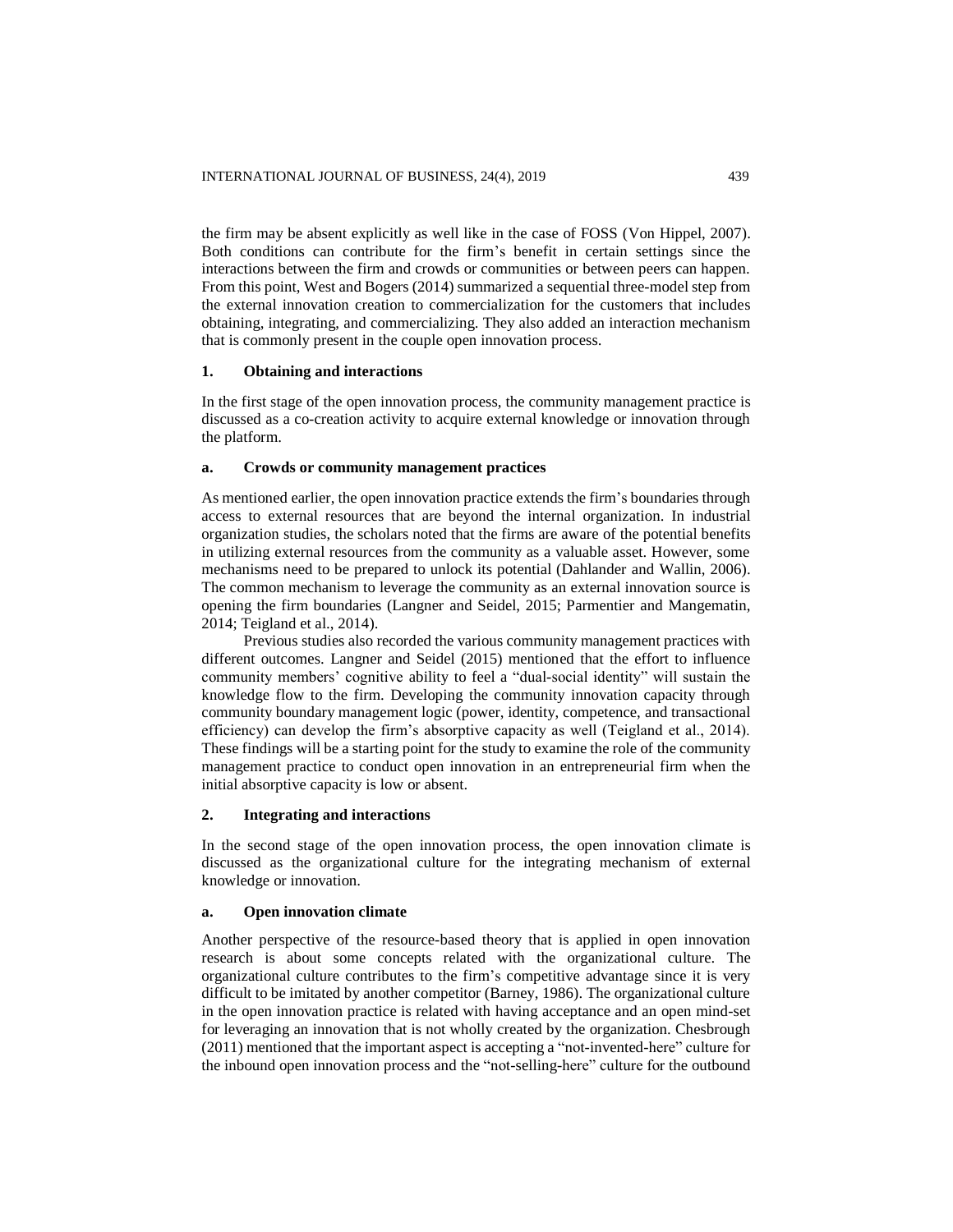the firm may be absent explicitly as well like in the case of FOSS (Von Hippel, 2007). Both conditions can contribute for the firm's benefit in certain settings since the interactions between the firm and crowds or communities or between peers can happen. From this point, West and Bogers (2014) summarized a sequential three-model step from the external innovation creation to commercialization for the customers that includes obtaining, integrating, and commercializing. They also added an interaction mechanism that is commonly present in the couple open innovation process.

## 1. Obtaining and interactions

In the first stage of the open innovation process, the community management practice is discussed as a co-creation activity to acquire external knowledge or innovation through the platform.

### a. Crowds or community management practices

As mentioned earlier, the open innovation practice extends the firm's boundaries through access to external resources that are beyond the internal organization. In industrial organization studies, the scholars noted that the firms are aware of the potential benefits in utilizing external resources from the community as a valuable asset. However, some mechanisms need to be prepared to unlock its potential (Dahlander and Wallin, 2006). The common mechanism to leverage the community as an external innovation source is opening the firm boundaries (Langner and Seidel, 2015; Parmentier and Mangematin, 2014; Teigland et al., 2014).

Previous studies also recorded the various community management practices with different outcomes. Langner and Seidel (2015) mentioned that the effort to influence community members' cognitive ability to feel a "dual-social identity" will sustain the knowledge flow to the firm. Developing the community innovation capacity through community boundary management logic (power, identity, competence, and transactional efficiency) can develop the firm's absorptive capacity as well (Teigland et al., 2014). These findings will be a starting point for the study to examine the role of the community management practice to conduct open innovation in an entrepreneurial firm when the initial absorptive capacity is low or absent.

## 2. Integrating and interactions

In the second stage of the open innovation process, the open innovation climate is discussed as the organizational culture for the integrating mechanism of external knowledge or innovation.

### a. Open innovation climate

Another perspective of the resource-based theory that is applied in open innovation research is about some concepts related with the organizational culture. The organizational culture contributes to the firm's competitive advantage since it is very difficult to be imitated by another competitor (Barney, 1986). The organizational culture in the open innovation practice is related with having acceptance and an open mind-set for leveraging an innovation that is not wholly created by the organization. Chesbrough (2011) mentioned that the important aspect is accepting a "not-invented-here" culture for the inbound open innovation process and the "not-selling-here" culture for the outbound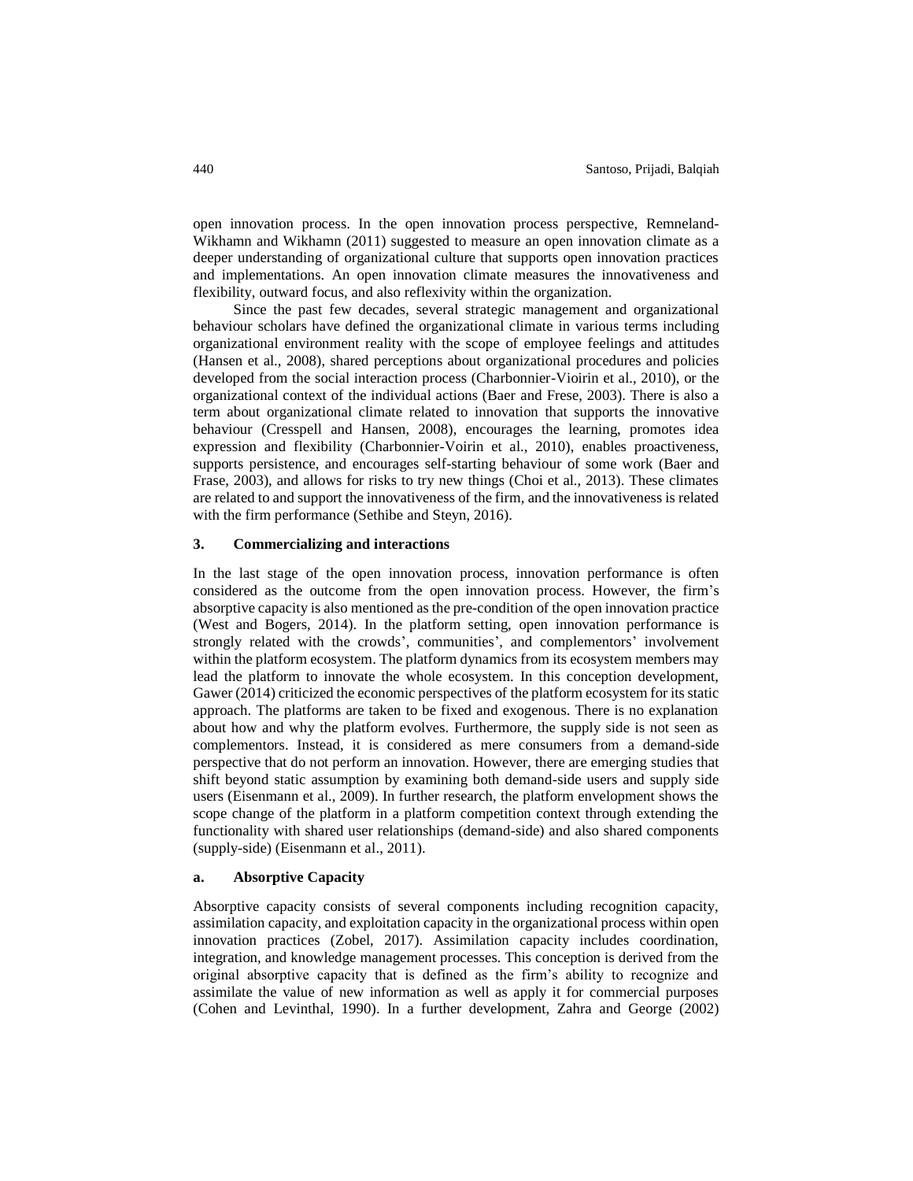open innovation process. In the open innovation process perspective, Remneland-Wikhamn and Wikhamn (2011) suggested to measure an open innovation climate as a deeper understanding of organizational culture that supports open innovation practices and implementations. An open innovation climate measures the innovativeness and flexibility, outward focus, and also reflexivity within the organization.

Since the past few decades, several strategic management and organizational behaviour scholars have defined the organizational climate in various terms including organizational environment reality with the scope of employee feelings and attitudes (Hansen et al., 2008), shared perceptions about organizational procedures and policies developed from the social interaction process (Charbonnier-Vioirin et al., 2010), or the organizational context of the individual actions (Baer and Frese, 2003). There is also a term about organizational climate related to innovation that supports the innovative behaviour (Cresspell and Hansen, 2008), encourages the learning, promotes idea expression and flexibility (Charbonnier-Voirin et al., 2010), enables proactiveness, supports persistence, and encourages self-starting behaviour of some work (Baer and Frase, 2003), and allows for risks to try new things (Choi et al., 2013). These climates are related to and support the innovativeness of the firm, and the innovativeness is related with the firm performance (Sethibe and Steyn, 2016).

### 3. Commercializing and interactions

In the last stage of the open innovation process, innovation performance is often considered as the outcome from the open innovation process. However, the firm's absorptive capacity is also mentioned as the pre-condition of the open innovation practice (West and Bogers, 2014). In the platform setting, open innovation performance is strongly related with the crowds', communities', and complementors' involvement within the platform ecosystem. The platform dynamics from its ecosystem members may lead the platform to innovate the whole ecosystem. In this conception development, Gawer (2014) criticized the economic perspectives of the platform ecosystem for its static approach. The platforms are taken to be fixed and exogenous. There is no explanation about how and why the platform evolves. Furthermore, the supply side is not seen as complementors. Instead, it is considered as mere consumers from a demand-side perspective that do not perform an innovation. However, there are emerging studies that shift beyond static assumption by examining both demand-side users and supply side users (Eisenmann et al., 2009). In further research, the platform envelopment shows the scope change of the platform in a platform competition context through extending the functionality with shared user relationships (demand-side) and also shared components (supply-side) (Eisenmann et al., 2011).

#### a. Absorptive Capacity

Absorptive capacity consists of several components including recognition capacity, assimilation capacity, and exploitation capacity in the organizational process within open innovation practices (Zobel, 2017). Assimilation capacity includes coordination, integration, and knowledge management processes. This conception is derived from the original absorptive capacity that is defined as the firm's ability to recognize and assimilate the value of new information as well as apply it for commercial purposes (Cohen and Levinthal, 1990). In a further development, Zahra and George (2002)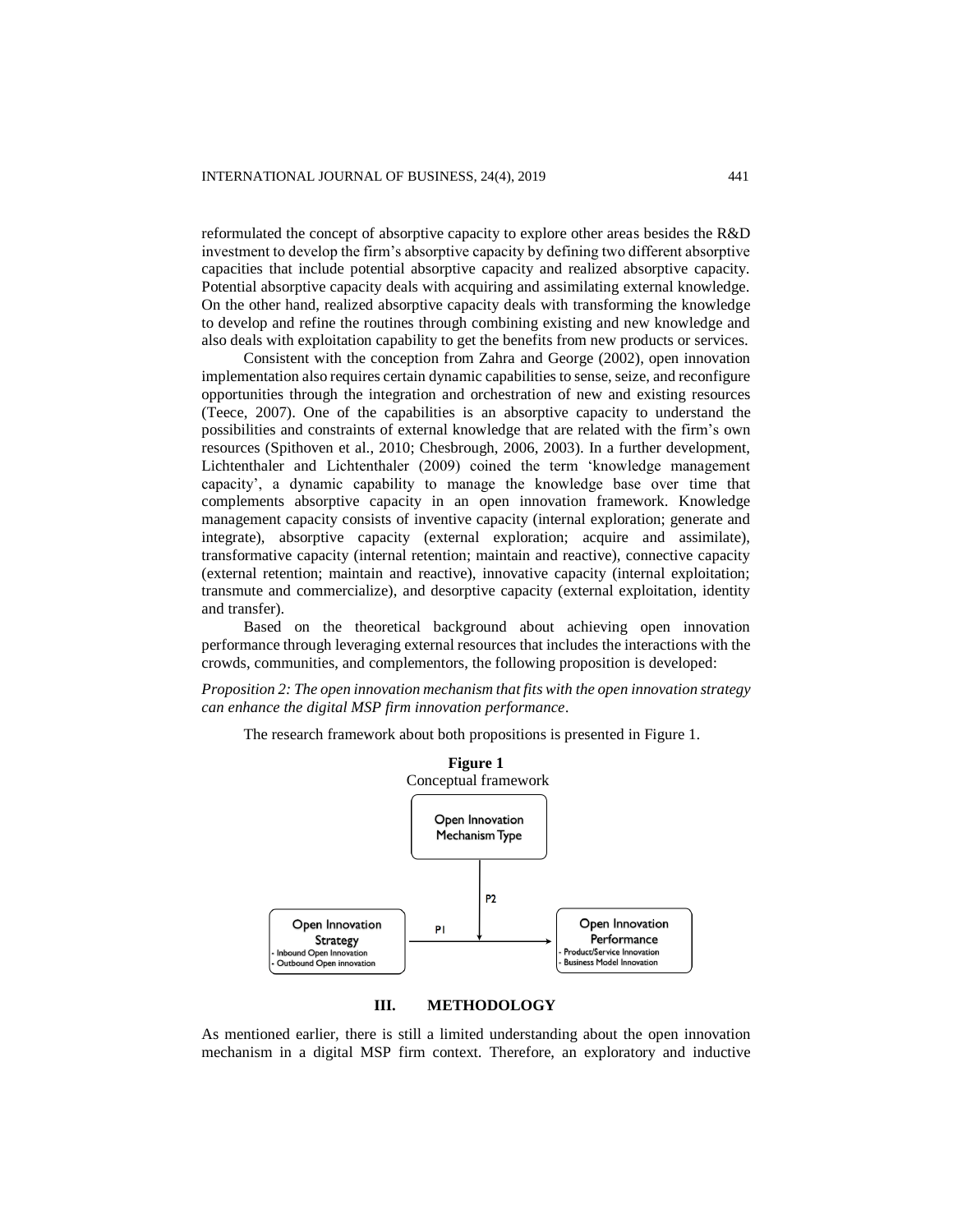reformulated the concept of absorptive capacity to explore other areas besides the R&D investment to develop the firm's absorptive capacity by defining two different absorptive capacities that include potential absorptive capacity and realized absorptive capacity. Potential absorptive capacity deals with acquiring and assimilating external knowledge. On the other hand, realized absorptive capacity deals with transforming the knowledge to develop and refine the routines through combining existing and new knowledge and also deals with exploitation capability to get the benefits from new products or services.

Consistent with the conception from Zahra and George (2002), open innovation implementation also requires certain dynamic capabilities to sense, seize, and reconfigure opportunities through the integration and orchestration of new and existing resources (Teece, 2007). One of the capabilities is an absorptive capacity to understand the possibilities and constraints of external knowledge that are related with the firm's own resources (Spithoven et al., 2010; Chesbrough, 2006, 2003). In a further development, Lichtenthaler and Lichtenthaler (2009) coined the term 'knowledge management capacity', a dynamic capability to manage the knowledge base over time that complements absorptive capacity in an open innovation framework. Knowledge management capacity consists of inventive capacity (internal exploration; generate and integrate), absorptive capacity (external exploration; acquire and assimilate), transformative capacity (internal retention; maintain and reactive), connective capacity (external retention; maintain and reactive), innovative capacity (internal exploitation; transmute and commercialize), and desorptive capacity (external exploitation, identity and transfer).

Based on the theoretical background about achieving open innovation performance through leveraging external resources that includes the interactions with the crowds, communities, and complementors, the following proposition is developed:

*Proposition 2: The open innovation mechanism that fits with the open innovation strategy can enhance the digital MSP firm innovation performance.*

The research framework about both propositions is presented in Figure 1.

**Figure 1**
Conceptual framework

Open Innovation Mechanism Type

P2

Open Innovation Strategy
- Inbound Open Innovation
- Outbound Open innovation

P1

Open Innovation Performance
- Product/Service Innovation
- Business Model Innovation

## III. METHODOLOGY

As mentioned earlier, there is still a limited understanding about the open innovation mechanism in a digital MSP firm context. Therefore, an exploratory and inductive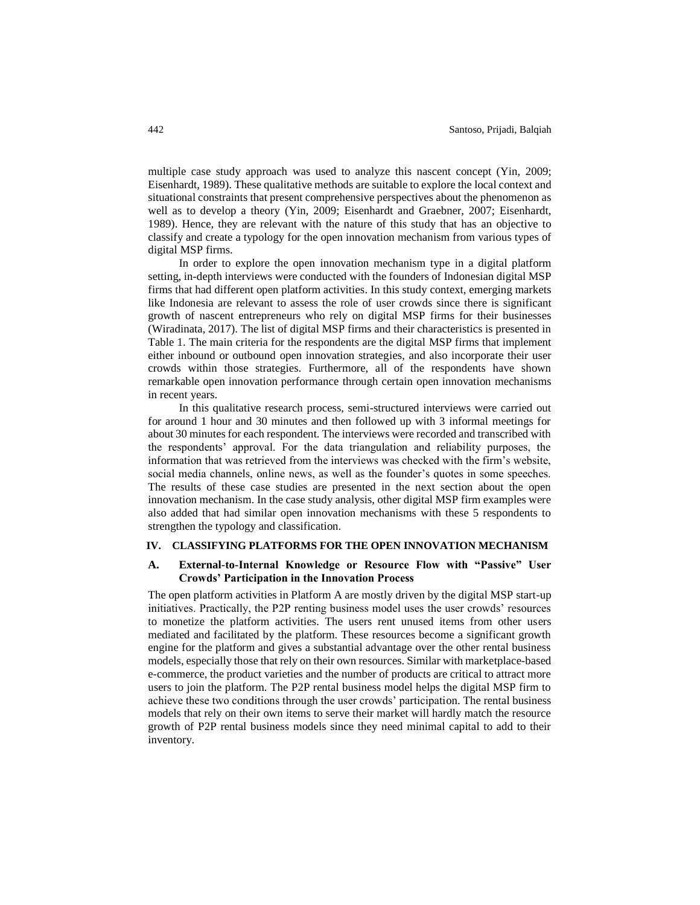multiple case study approach was used to analyze this nascent concept (Yin, 2009; Eisenhardt, 1989). These qualitative methods are suitable to explore the local context and situational constraints that present comprehensive perspectives about the phenomenon as well as to develop a theory (Yin, 2009; Eisenhardt and Graebner, 2007; Eisenhardt, 1989). Hence, they are relevant with the nature of this study that has an objective to classify and create a typology for the open innovation mechanism from various types of digital MSP firms.

In order to explore the open innovation mechanism type in a digital platform setting, in-depth interviews were conducted with the founders of Indonesian digital MSP firms that had different open platform activities. In this study context, emerging markets like Indonesia are relevant to assess the role of user crowds since there is significant growth of nascent entrepreneurs who rely on digital MSP firms for their businesses (Wiradinata, 2017). The list of digital MSP firms and their characteristics is presented in Table 1. The main criteria for the respondents are the digital MSP firms that implement either inbound or outbound open innovation strategies, and also incorporate their user crowds within those strategies. Furthermore, all of the respondents have shown remarkable open innovation performance through certain open innovation mechanisms in recent years.

In this qualitative research process, semi-structured interviews were carried out for around 1 hour and 30 minutes and then followed up with 3 informal meetings for about 30 minutes for each respondent. The interviews were recorded and transcribed with the respondents' approval. For the data triangulation and reliability purposes, the information that was retrieved from the interviews was checked with the firm's website, social media channels, online news, as well as the founder's quotes in some speeches. The results of these case studies are presented in the next section about the open innovation mechanism. In the case study analysis, other digital MSP firm examples were also added that had similar open innovation mechanisms with these 5 respondents to strengthen the typology and classification.

## IV. CLASSIFYING PLATFORMS FOR THE OPEN INNOVATION MECHANISM

### A. External-to-Internal Knowledge or Resource Flow with "Passive" User Crowds' Participation in the Innovation Process

The open platform activities in Platform A are mostly driven by the digital MSP start-up initiatives. Practically, the P2P renting business model uses the user crowds' resources to monetize the platform activities. The users rent unused items from other users mediated and facilitated by the platform. These resources become a significant growth engine for the platform and gives a substantial advantage over the other rental business models, especially those that rely on their own resources. Similar with marketplace-based e-commerce, the product varieties and the number of products are critical to attract more users to join the platform. The P2P rental business model helps the digital MSP firm to achieve these two conditions through the user crowds' participation. The rental business models that rely on their own items to serve their market will hardly match the resource growth of P2P rental business models since they need minimal capital to add to their inventory.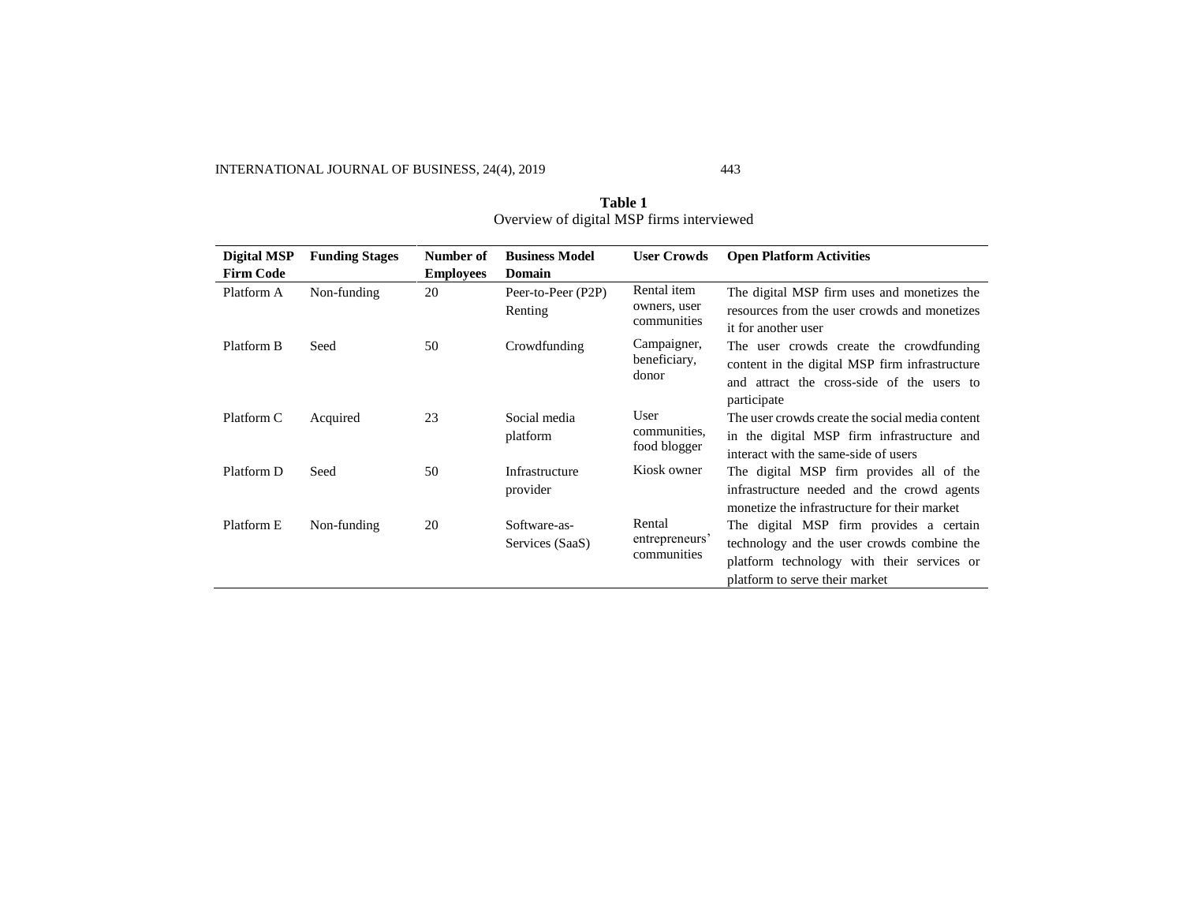**Table 1**
Overview of digital MSP firms interviewed

| Digital MSP Firm Code | Funding Stages | Number of Employees | Business Model Domain | User Crowds | Open Platform Activities |
|---|---|---|---|---|---|
| Platform A | Non-funding | 20 | Peer-to-Peer (P2P) Renting | Rental item owners, user communities | The digital MSP firm uses and monetizes the resources from the user crowds and monetizes it for another user |
| Platform B | Seed | 50 | Crowdfunding | Campaigner, beneficiary, donor | The user crowds create the crowdfunding content in the digital MSP firm infrastructure and attract the cross-side of the users to participate |
| Platform C | Acquired | 23 | Social media platform | User communities, food blogger | The user crowds create the social media content in the digital MSP firm infrastructure and interact with the same-side of users |
| Platform D | Seed | 50 | Infrastructure provider | Kiosk owner | The digital MSP firm provides all of the infrastructure needed and the crowd agents monetize the infrastructure for their market |
| Platform E | Non-funding | 20 | Software-as-Services (SaaS) | Rental entrepreneurs' communities | The digital MSP firm provides a certain technology and the user crowds combine the platform technology with their services or platform to serve their market |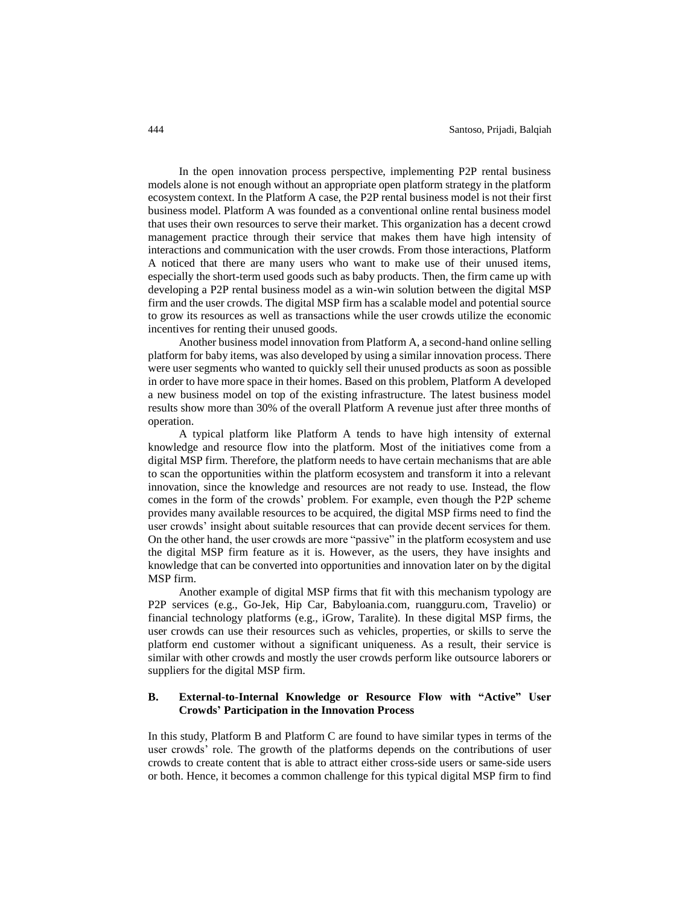In the open innovation process perspective, implementing P2P rental business models alone is not enough without an appropriate open platform strategy in the platform ecosystem context. In the Platform A case, the P2P rental business model is not their first business model. Platform A was founded as a conventional online rental business model that uses their own resources to serve their market. This organization has a decent crowd management practice through their service that makes them have high intensity of interactions and communication with the user crowds. From those interactions, Platform A noticed that there are many users who want to make use of their unused items, especially the short-term used goods such as baby products. Then, the firm came up with developing a P2P rental business model as a win-win solution between the digital MSP firm and the user crowds. The digital MSP firm has a scalable model and potential source to grow its resources as well as transactions while the user crowds utilize the economic incentives for renting their unused goods.

Another business model innovation from Platform A, a second-hand online selling platform for baby items, was also developed by using a similar innovation process. There were user segments who wanted to quickly sell their unused products as soon as possible in order to have more space in their homes. Based on this problem, Platform A developed a new business model on top of the existing infrastructure. The latest business model results show more than 30% of the overall Platform A revenue just after three months of operation.

A typical platform like Platform A tends to have high intensity of external knowledge and resource flow into the platform. Most of the initiatives come from a digital MSP firm. Therefore, the platform needs to have certain mechanisms that are able to scan the opportunities within the platform ecosystem and transform it into a relevant innovation, since the knowledge and resources are not ready to use. Instead, the flow comes in the form of the crowds' problem. For example, even though the P2P scheme provides many available resources to be acquired, the digital MSP firms need to find the user crowds' insight about suitable resources that can provide decent services for them. On the other hand, the user crowds are more "passive" in the platform ecosystem and use the digital MSP firm feature as it is. However, as the users, they have insights and knowledge that can be converted into opportunities and innovation later on by the digital MSP firm.

Another example of digital MSP firms that fit with this mechanism typology are P2P services (e.g., Go-Jek, Hip Car, Babyloania.com, ruangguru.com, Travelio) or financial technology platforms (e.g., iGrow, Taralite). In these digital MSP firms, the user crowds can use their resources such as vehicles, properties, or skills to serve the platform end customer without a significant uniqueness. As a result, their service is similar with other crowds and mostly the user crowds perform like outsource laborers or suppliers for the digital MSP firm.

### B. External-to-Internal Knowledge or Resource Flow with "Active" User Crowds' Participation in the Innovation Process

In this study, Platform B and Platform C are found to have similar types in terms of the user crowds' role. The growth of the platforms depends on the contributions of user crowds to create content that is able to attract either cross-side users or same-side users or both. Hence, it becomes a common challenge for this typical digital MSP firm to find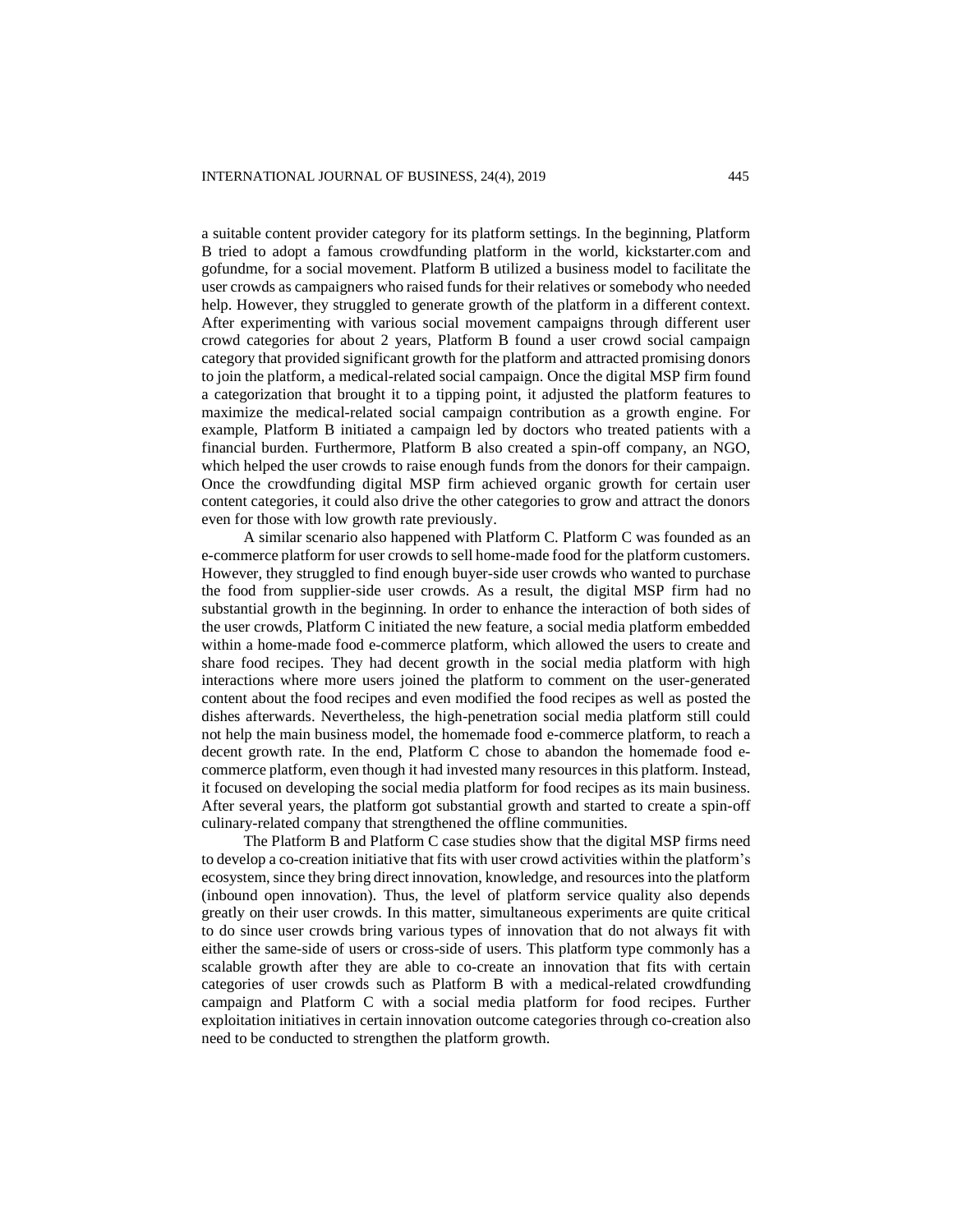a suitable content provider category for its platform settings. In the beginning, Platform B tried to adopt a famous crowdfunding platform in the world, kickstarter.com and gofundme, for a social movement. Platform B utilized a business model to facilitate the user crowds as campaigners who raised funds for their relatives or somebody who needed help. However, they struggled to generate growth of the platform in a different context. After experimenting with various social movement campaigns through different user crowd categories for about 2 years, Platform B found a user crowd social campaign category that provided significant growth for the platform and attracted promising donors to join the platform, a medical-related social campaign. Once the digital MSP firm found a categorization that brought it to a tipping point, it adjusted the platform features to maximize the medical-related social campaign contribution as a growth engine. For example, Platform B initiated a campaign led by doctors who treated patients with a financial burden. Furthermore, Platform B also created a spin-off company, an NGO, which helped the user crowds to raise enough funds from the donors for their campaign. Once the crowdfunding digital MSP firm achieved organic growth for certain user content categories, it could also drive the other categories to grow and attract the donors even for those with low growth rate previously.

A similar scenario also happened with Platform C. Platform C was founded as an e-commerce platform for user crowds to sell home-made food for the platform customers. However, they struggled to find enough buyer-side user crowds who wanted to purchase the food from supplier-side user crowds. As a result, the digital MSP firm had no substantial growth in the beginning. In order to enhance the interaction of both sides of the user crowds, Platform C initiated the new feature, a social media platform embedded within a home-made food e-commerce platform, which allowed the users to create and share food recipes. They had decent growth in the social media platform with high interactions where more users joined the platform to comment on the user-generated content about the food recipes and even modified the food recipes as well as posted the dishes afterwards. Nevertheless, the high-penetration social media platform still could not help the main business model, the homemade food e-commerce platform, to reach a decent growth rate. In the end, Platform C chose to abandon the homemade food e-commerce platform, even though it had invested many resources in this platform. Instead, it focused on developing the social media platform for food recipes as its main business. After several years, the platform got substantial growth and started to create a spin-off culinary-related company that strengthened the offline communities.

The Platform B and Platform C case studies show that the digital MSP firms need to develop a co-creation initiative that fits with user crowd activities within the platform's ecosystem, since they bring direct innovation, knowledge, and resources into the platform (inbound open innovation). Thus, the level of platform service quality also depends greatly on their user crowds. In this matter, simultaneous experiments are quite critical to do since user crowds bring various types of innovation that do not always fit with either the same-side of users or cross-side of users. This platform type commonly has a scalable growth after they are able to co-create an innovation that fits with certain categories of user crowds such as Platform B with a medical-related crowdfunding campaign and Platform C with a social media platform for food recipes. Further exploitation initiatives in certain innovation outcome categories through co-creation also need to be conducted to strengthen the platform growth.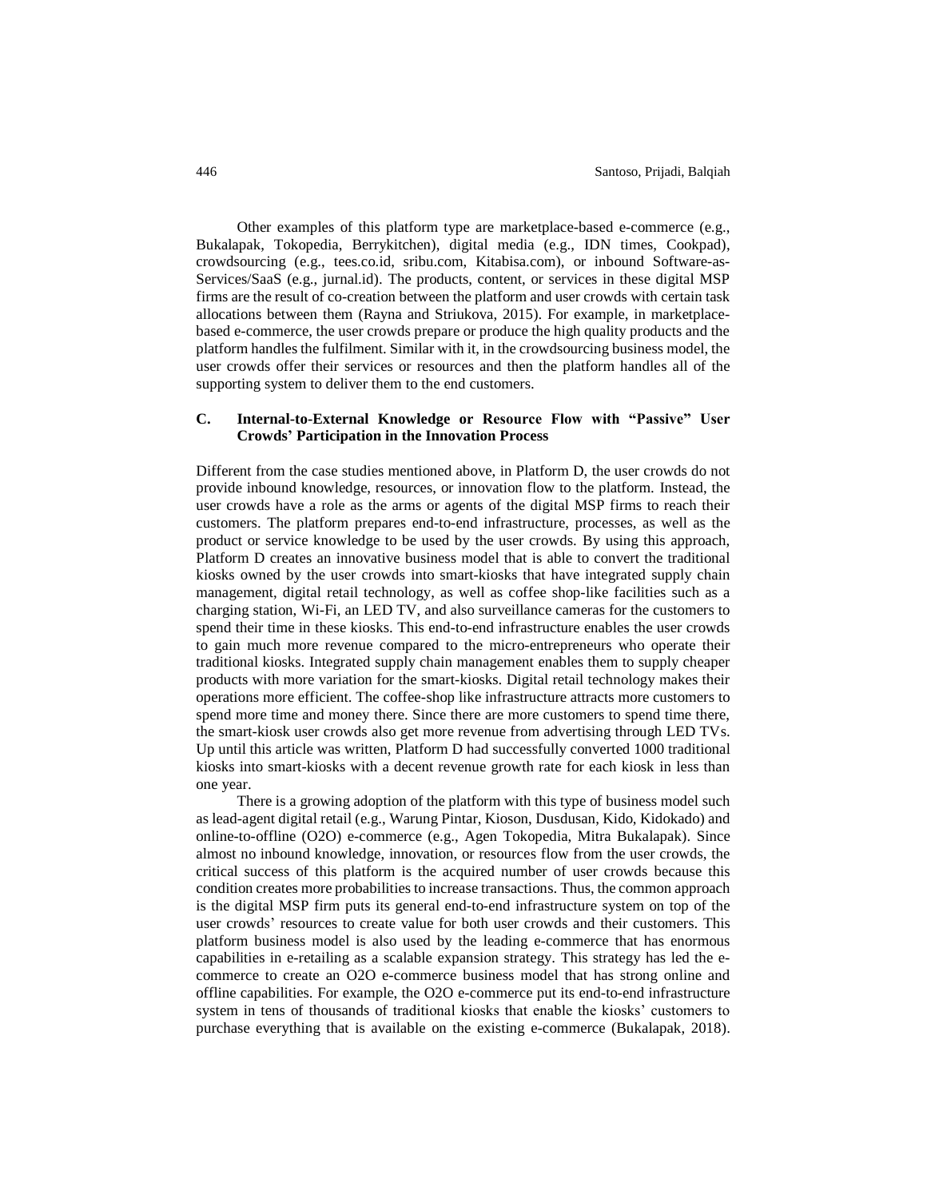Other examples of this platform type are marketplace-based e-commerce (e.g., Bukalapak, Tokopedia, Berrykitchen), digital media (e.g., IDN times, Cookpad), crowdsourcing (e.g., tees.co.id, sribu.com, Kitabisa.com), or inbound Software-as-Services/SaaS (e.g., jurnal.id). The products, content, or services in these digital MSP firms are the result of co-creation between the platform and user crowds with certain task allocations between them (Rayna and Striukova, 2015). For example, in marketplace-based e-commerce, the user crowds prepare or produce the high quality products and the platform handles the fulfilment. Similar with it, in the crowdsourcing business model, the user crowds offer their services or resources and then the platform handles all of the supporting system to deliver them to the end customers.

### C. Internal-to-External Knowledge or Resource Flow with "Passive" User Crowds' Participation in the Innovation Process

Different from the case studies mentioned above, in Platform D, the user crowds do not provide inbound knowledge, resources, or innovation flow to the platform. Instead, the user crowds have a role as the arms or agents of the digital MSP firms to reach their customers. The platform prepares end-to-end infrastructure, processes, as well as the product or service knowledge to be used by the user crowds. By using this approach, Platform D creates an innovative business model that is able to convert the traditional kiosks owned by the user crowds into smart-kiosks that have integrated supply chain management, digital retail technology, as well as coffee shop-like facilities such as a charging station, Wi-Fi, an LED TV, and also surveillance cameras for the customers to spend their time in these kiosks. This end-to-end infrastructure enables the user crowds to gain much more revenue compared to the micro-entrepreneurs who operate their traditional kiosks. Integrated supply chain management enables them to supply cheaper products with more variation for the smart-kiosks. Digital retail technology makes their operations more efficient. The coffee-shop like infrastructure attracts more customers to spend more time and money there. Since there are more customers to spend time there, the smart-kiosk user crowds also get more revenue from advertising through LED TVs. Up until this article was written, Platform D had successfully converted 1000 traditional kiosks into smart-kiosks with a decent revenue growth rate for each kiosk in less than one year.

There is a growing adoption of the platform with this type of business model such as lead-agent digital retail (e.g., Warung Pintar, Kioson, Dusdusan, Kido, Kidokado) and online-to-offline (O2O) e-commerce (e.g., Agen Tokopedia, Mitra Bukalapak). Since almost no inbound knowledge, innovation, or resources flow from the user crowds, the critical success of this platform is the acquired number of user crowds because this condition creates more probabilities to increase transactions. Thus, the common approach is the digital MSP firm puts its general end-to-end infrastructure system on top of the user crowds' resources to create value for both user crowds and their customers. This platform business model is also used by the leading e-commerce that has enormous capabilities in e-retailing as a scalable expansion strategy. This strategy has led the e-commerce to create an O2O e-commerce business model that has strong online and offline capabilities. For example, the O2O e-commerce put its end-to-end infrastructure system in tens of thousands of traditional kiosks that enable the kiosks' customers to purchase everything that is available on the existing e-commerce (Bukalapak, 2018).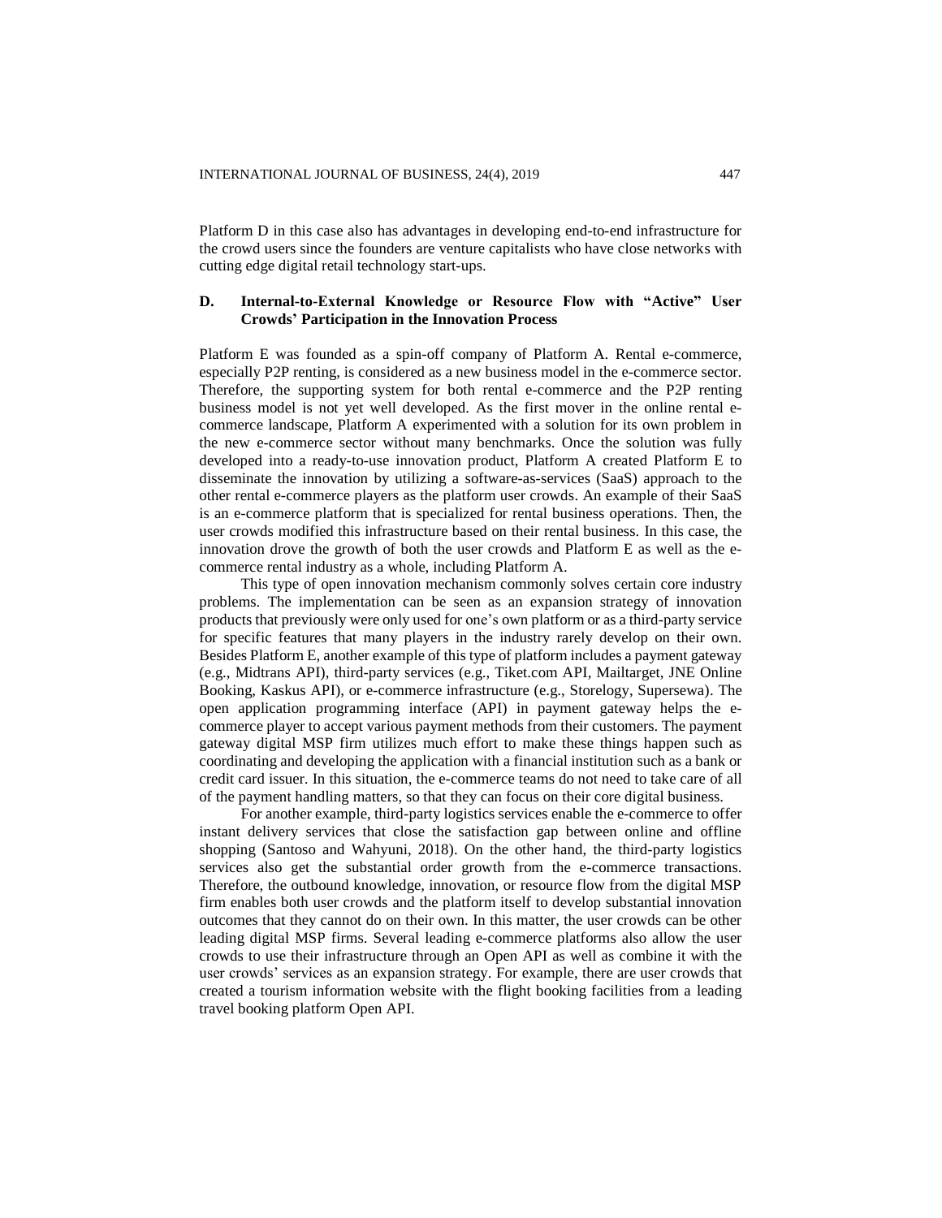Platform D in this case also has advantages in developing end-to-end infrastructure for the crowd users since the founders are venture capitalists who have close networks with cutting edge digital retail technology start-ups.

### D. Internal-to-External Knowledge or Resource Flow with "Active" User Crowds' Participation in the Innovation Process

Platform E was founded as a spin-off company of Platform A. Rental e-commerce, especially P2P renting, is considered as a new business model in the e-commerce sector. Therefore, the supporting system for both rental e-commerce and the P2P renting business model is not yet well developed. As the first mover in the online rental e-commerce landscape, Platform A experimented with a solution for its own problem in the new e-commerce sector without many benchmarks. Once the solution was fully developed into a ready-to-use innovation product, Platform A created Platform E to disseminate the innovation by utilizing a software-as-services (SaaS) approach to the other rental e-commerce players as the platform user crowds. An example of their SaaS is an e-commerce platform that is specialized for rental business operations. Then, the user crowds modified this infrastructure based on their rental business. In this case, the innovation drove the growth of both the user crowds and Platform E as well as the e-commerce rental industry as a whole, including Platform A.

This type of open innovation mechanism commonly solves certain core industry problems. The implementation can be seen as an expansion strategy of innovation products that previously were only used for one's own platform or as a third-party service for specific features that many players in the industry rarely develop on their own. Besides Platform E, another example of this type of platform includes a payment gateway (e.g., Midtrans API), third-party services (e.g., Tiket.com API, Mailtarget, JNE Online Booking, Kaskus API), or e-commerce infrastructure (e.g., Storelogy, Supersewa). The open application programming interface (API) in payment gateway helps the e-commerce player to accept various payment methods from their customers. The payment gateway digital MSP firm utilizes much effort to make these things happen such as coordinating and developing the application with a financial institution such as a bank or credit card issuer. In this situation, the e-commerce teams do not need to take care of all of the payment handling matters, so that they can focus on their core digital business.

For another example, third-party logistics services enable the e-commerce to offer instant delivery services that close the satisfaction gap between online and offline shopping (Santoso and Wahyuni, 2018). On the other hand, the third-party logistics services also get the substantial order growth from the e-commerce transactions. Therefore, the outbound knowledge, innovation, or resource flow from the digital MSP firm enables both user crowds and the platform itself to develop substantial innovation outcomes that they cannot do on their own. In this matter, the user crowds can be other leading digital MSP firms. Several leading e-commerce platforms also allow the user crowds to use their infrastructure through an Open API as well as combine it with the user crowds' services as an expansion strategy. For example, there are user crowds that created a tourism information website with the flight booking facilities from a leading travel booking platform Open API.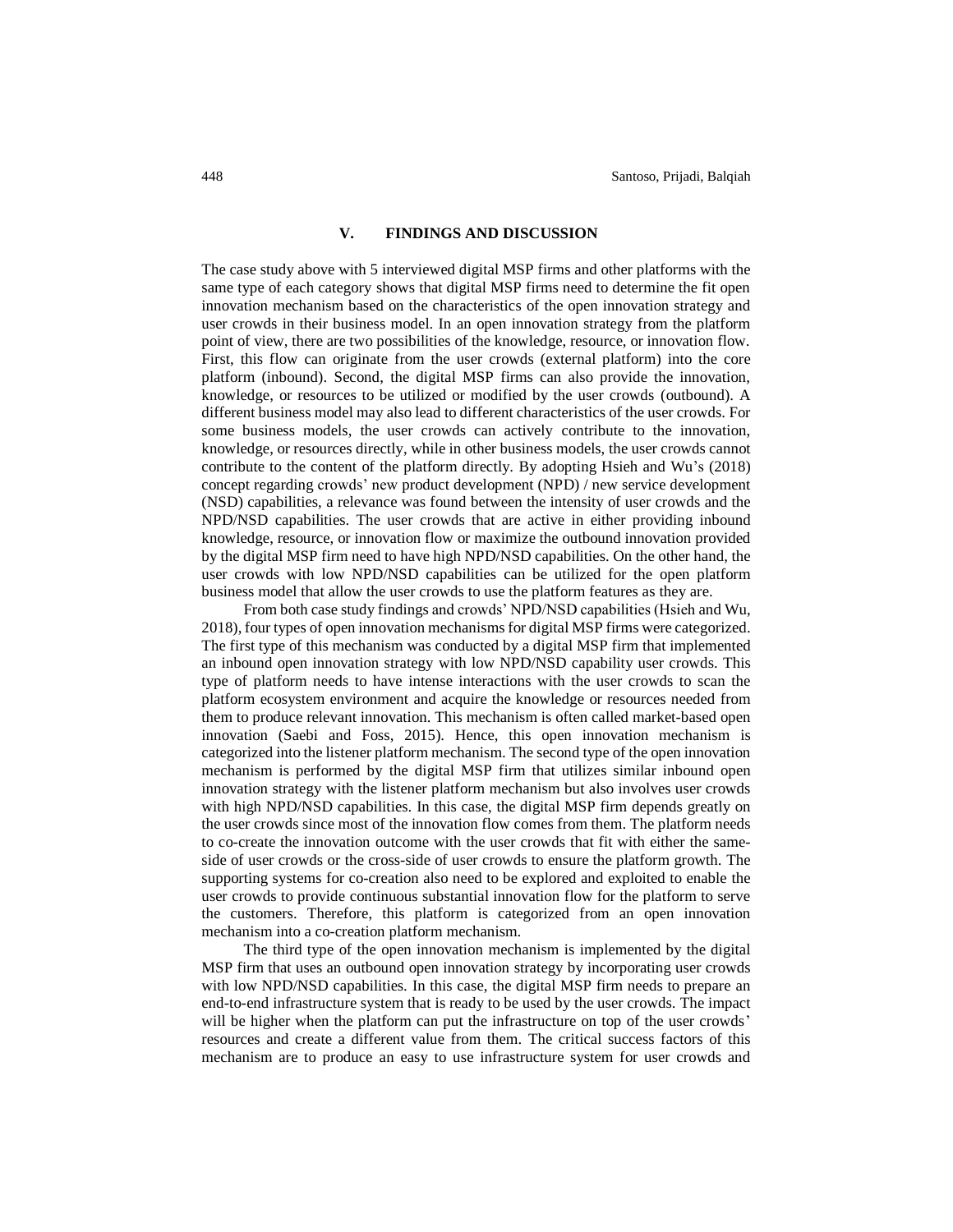## V. FINDINGS AND DISCUSSION

The case study above with 5 interviewed digital MSP firms and other platforms with the same type of each category shows that digital MSP firms need to determine the fit open innovation mechanism based on the characteristics of the open innovation strategy and user crowds in their business model. In an open innovation strategy from the platform point of view, there are two possibilities of the knowledge, resource, or innovation flow. First, this flow can originate from the user crowds (external platform) into the core platform (inbound). Second, the digital MSP firms can also provide the innovation, knowledge, or resources to be utilized or modified by the user crowds (outbound). A different business model may also lead to different characteristics of the user crowds. For some business models, the user crowds can actively contribute to the innovation, knowledge, or resources directly, while in other business models, the user crowds cannot contribute to the content of the platform directly. By adopting Hsieh and Wu's (2018) concept regarding crowds' new product development (NPD) / new service development (NSD) capabilities, a relevance was found between the intensity of user crowds and the NPD/NSD capabilities. The user crowds that are active in either providing inbound knowledge, resource, or innovation flow or maximize the outbound innovation provided by the digital MSP firm need to have high NPD/NSD capabilities. On the other hand, the user crowds with low NPD/NSD capabilities can be utilized for the open platform business model that allow the user crowds to use the platform features as they are.

From both case study findings and crowds' NPD/NSD capabilities (Hsieh and Wu, 2018), four types of open innovation mechanisms for digital MSP firms were categorized. The first type of this mechanism was conducted by a digital MSP firm that implemented an inbound open innovation strategy with low NPD/NSD capability user crowds. This type of platform needs to have intense interactions with the user crowds to scan the platform ecosystem environment and acquire the knowledge or resources needed from them to produce relevant innovation. This mechanism is often called market-based open innovation (Saebi and Foss, 2015). Hence, this open innovation mechanism is categorized into the listener platform mechanism. The second type of the open innovation mechanism is performed by the digital MSP firm that utilizes similar inbound open innovation strategy with the listener platform mechanism but also involves user crowds with high NPD/NSD capabilities. In this case, the digital MSP firm depends greatly on the user crowds since most of the innovation flow comes from them. The platform needs to co-create the innovation outcome with the user crowds that fit with either the same-side of user crowds or the cross-side of user crowds to ensure the platform growth. The supporting systems for co-creation also need to be explored and exploited to enable the user crowds to provide continuous substantial innovation flow for the platform to serve the customers. Therefore, this platform is categorized from an open innovation mechanism into a co-creation platform mechanism.

The third type of the open innovation mechanism is implemented by the digital MSP firm that uses an outbound open innovation strategy by incorporating user crowds with low NPD/NSD capabilities. In this case, the digital MSP firm needs to prepare an end-to-end infrastructure system that is ready to be used by the user crowds. The impact will be higher when the platform can put the infrastructure on top of the user crowds' resources and create a different value from them. The critical success factors of this mechanism are to produce an easy to use infrastructure system for user crowds and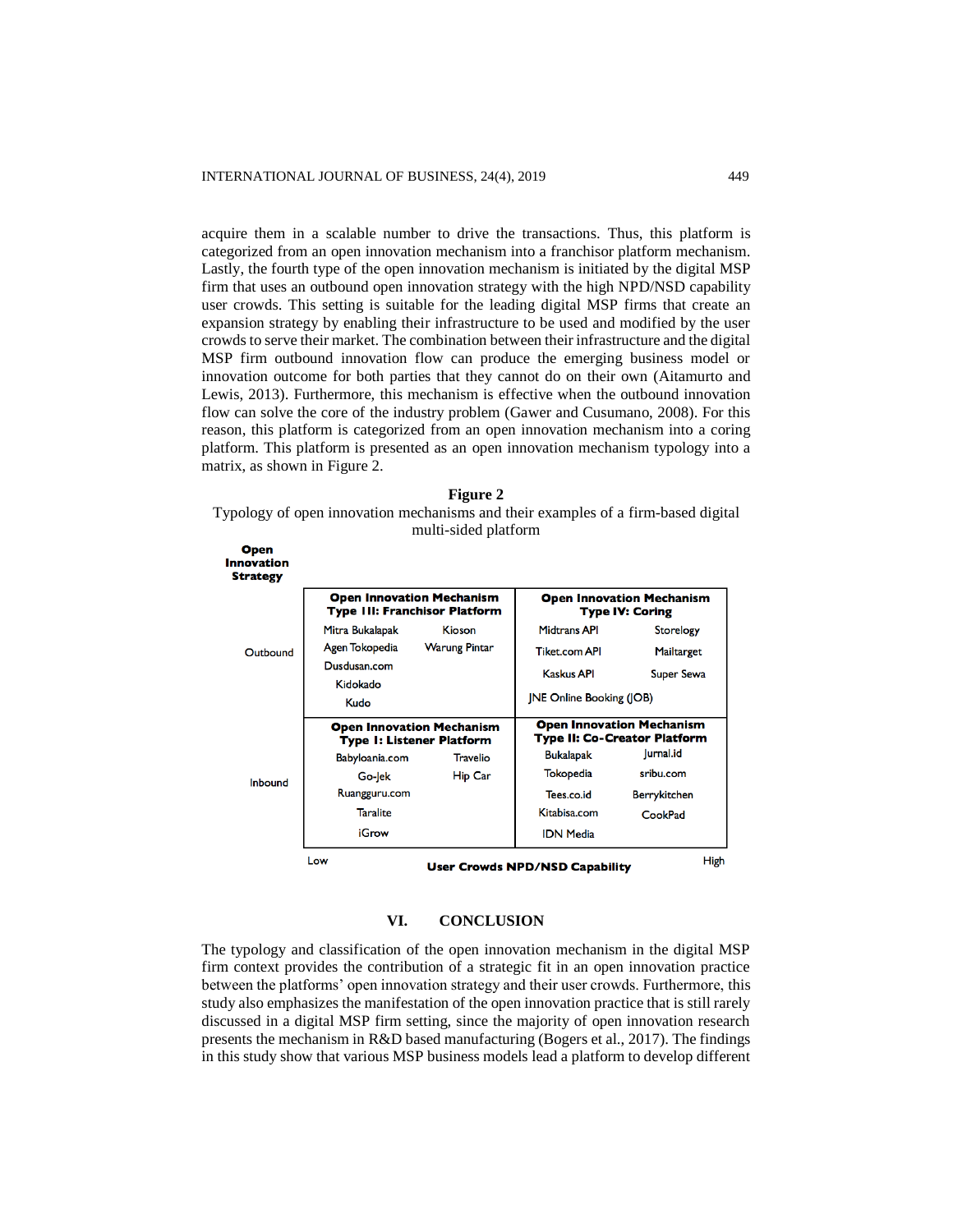acquire them in a scalable number to drive the transactions. Thus, this platform is categorized from an open innovation mechanism into a franchisor platform mechanism. Lastly, the fourth type of the open innovation mechanism is initiated by the digital MSP firm that uses an outbound open innovation strategy with the high NPD/NSD capability user crowds. This setting is suitable for the leading digital MSP firms that create an expansion strategy by enabling their infrastructure to be used and modified by the user crowds to serve their market. The combination between their infrastructure and the digital MSP firm outbound innovation flow can produce the emerging business model or innovation outcome for both parties that they cannot do on their own (Aitamurto and Lewis, 2013). Furthermore, this mechanism is effective when the outbound innovation flow can solve the core of the industry problem (Gawer and Cusumano, 2008). For this reason, this platform is categorized from an open innovation mechanism into a coring platform. This platform is presented as an open innovation mechanism typology into a matrix, as shown in Figure 2.

**Figure 2**

Typology of open innovation mechanisms and their examples of a firm-based digital multi-sided platform

| **Open Innovation Strategy** | User Crowds NPD/NSD Capability: Low | User Crowds NPD/NSD Capability: High |
|---|---|---|
| Outbound | **Open Innovation Mechanism Type III: Franchisor Platform**<br>Mitra Bukalapak, Kioson, Agen Tokopedia, Warung Pintar, Dusdusan.com, Kidokado, Kudo | **Open Innovation Mechanism Type IV: Coring**<br>Midtrans API, Storelogy, Tiket.com API, Mailtarget, Kaskus API, Super Sewa, JNE Online Booking (JOB) |
| Inbound | **Open Innovation Mechanism Type I: Listener Platform**<br>Babyloania.com, Travelio, Go-Jek, Hip Car, Ruangguru.com, Taralite, iGrow | **Open Innovation Mechanism Type II: Co-Creator Platform**<br>Bukalapak, Jurnal.id, Tokopedia, sribu.com, Tees.co.id, Berrykitchen, Kitabisa.com, CookPad, IDN Media |

## VI. CONCLUSION

The typology and classification of the open innovation mechanism in the digital MSP firm context provides the contribution of a strategic fit in an open innovation practice between the platforms' open innovation strategy and their user crowds. Furthermore, this study also emphasizes the manifestation of the open innovation practice that is still rarely discussed in a digital MSP firm setting, since the majority of open innovation research presents the mechanism in R&D based manufacturing (Bogers et al., 2017). The findings in this study show that various MSP business models lead a platform to develop different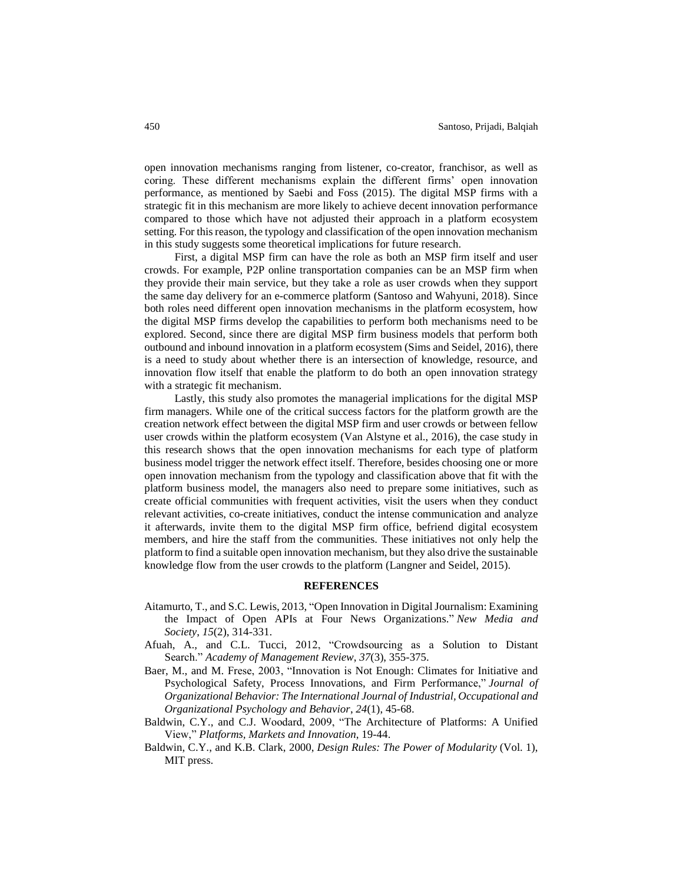open innovation mechanisms ranging from listener, co-creator, franchisor, as well as coring. These different mechanisms explain the different firms' open innovation performance, as mentioned by Saebi and Foss (2015). The digital MSP firms with a strategic fit in this mechanism are more likely to achieve decent innovation performance compared to those which have not adjusted their approach in a platform ecosystem setting. For this reason, the typology and classification of the open innovation mechanism in this study suggests some theoretical implications for future research.

First, a digital MSP firm can have the role as both an MSP firm itself and user crowds. For example, P2P online transportation companies can be an MSP firm when they provide their main service, but they take a role as user crowds when they support the same day delivery for an e-commerce platform (Santoso and Wahyuni, 2018). Since both roles need different open innovation mechanisms in the platform ecosystem, how the digital MSP firms develop the capabilities to perform both mechanisms need to be explored. Second, since there are digital MSP firm business models that perform both outbound and inbound innovation in a platform ecosystem (Sims and Seidel, 2016), there is a need to study about whether there is an intersection of knowledge, resource, and innovation flow itself that enable the platform to do both an open innovation strategy with a strategic fit mechanism.

Lastly, this study also promotes the managerial implications for the digital MSP firm managers. While one of the critical success factors for the platform growth are the creation network effect between the digital MSP firm and user crowds or between fellow user crowds within the platform ecosystem (Van Alstyne et al., 2016), the case study in this research shows that the open innovation mechanisms for each type of platform business model trigger the network effect itself. Therefore, besides choosing one or more open innovation mechanism from the typology and classification above that fit with the platform business model, the managers also need to prepare some initiatives, such as create official communities with frequent activities, visit the users when they conduct relevant activities, co-create initiatives, conduct the intense communication and analyze it afterwards, invite them to the digital MSP firm office, befriend digital ecosystem members, and hire the staff from the communities. These initiatives not only help the platform to find a suitable open innovation mechanism, but they also drive the sustainable knowledge flow from the user crowds to the platform (Langner and Seidel, 2015).

## REFERENCES

Aitamurto, T., and S.C. Lewis, 2013, "Open Innovation in Digital Journalism: Examining the Impact of Open APIs at Four News Organizations." *New Media and Society*, *15*(2), 314-331.

Afuah, A., and C.L. Tucci, 2012, "Crowdsourcing as a Solution to Distant Search." *Academy of Management Review*, *37*(3), 355-375.

Baer, M., and M. Frese, 2003, "Innovation is Not Enough: Climates for Initiative and Psychological Safety, Process Innovations, and Firm Performance," *Journal of Organizational Behavior: The International Journal of Industrial, Occupational and Organizational Psychology and Behavior*, *24*(1), 45-68.

Baldwin, C.Y., and C.J. Woodard, 2009, "The Architecture of Platforms: A Unified View," *Platforms, Markets and Innovation*, 19-44.

Baldwin, C.Y., and K.B. Clark, 2000, *Design Rules: The Power of Modularity* (Vol. 1), MIT press.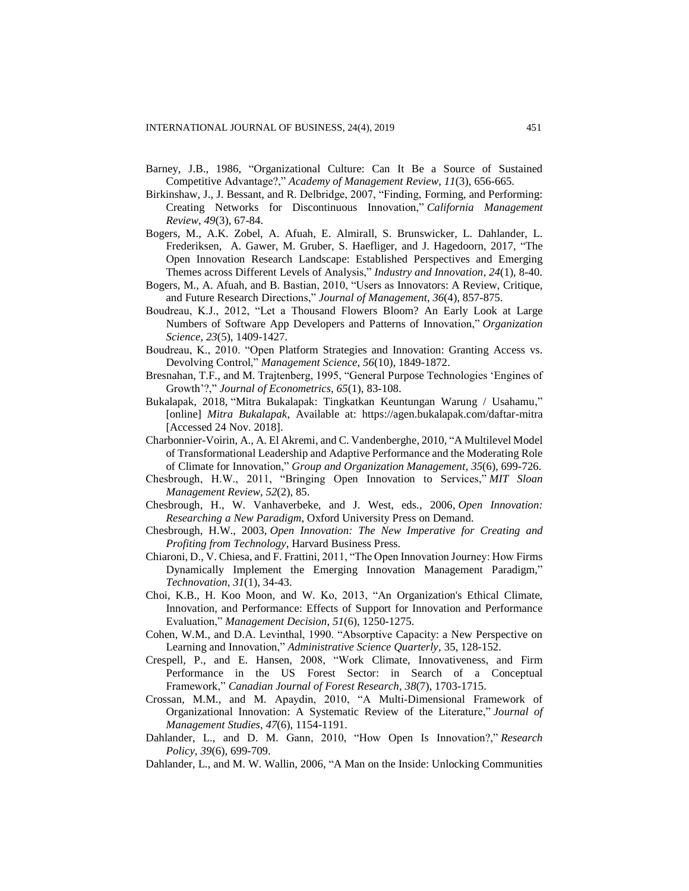Barney, J.B., 1986, “Organizational Culture: Can It Be a Source of Sustained Competitive Advantage?,” *Academy of Management Review*, *11*(3), 656-665.

Birkinshaw, J., J. Bessant, and R. Delbridge, 2007, “Finding, Forming, and Performing: Creating Networks for Discontinuous Innovation,” *California Management Review*, *49*(3), 67-84.

Bogers, M., A.K. Zobel, A. Afuah, E. Almirall, S. Brunswicker, L. Dahlander, L. Frederiksen, A. Gawer, M. Gruber, S. Haefliger, and J. Hagedoorn, 2017, “The Open Innovation Research Landscape: Established Perspectives and Emerging Themes across Different Levels of Analysis,” *Industry and Innovation*, *24*(1), 8-40.

Bogers, M., A. Afuah, and B. Bastian, 2010, “Users as Innovators: A Review, Critique, and Future Research Directions,” *Journal of Management*, *36*(4), 857-875.

Boudreau, K.J., 2012, “Let a Thousand Flowers Bloom? An Early Look at Large Numbers of Software App Developers and Patterns of Innovation,” *Organization Science*, *23*(5), 1409-1427.

Boudreau, K., 2010. “Open Platform Strategies and Innovation: Granting Access vs. Devolving Control,” *Management Science*, *56*(10), 1849-1872.

Bresnahan, T.F., and M. Trajtenberg, 1995, “General Purpose Technologies ‘Engines of Growth’?,” *Journal of Econometrics*, *65*(1), 83-108.

Bukalapak, 2018, “Mitra Bukalapak: Tingkatkan Keuntungan Warung / Usahamu,” [online] *Mitra Bukalapak*, Available at: https://agen.bukalapak.com/daftar-mitra [Accessed 24 Nov. 2018].

Charbonnier-Voirin, A., A. El Akremi, and C. Vandenberghe, 2010, “A Multilevel Model of Transformational Leadership and Adaptive Performance and the Moderating Role of Climate for Innovation,” *Group and Organization Management*, *35*(6), 699-726.

Chesbrough, H.W., 2011, “Bringing Open Innovation to Services,” *MIT Sloan Management Review*, *52*(2), 85.

Chesbrough, H., W. Vanhaverbeke, and J. West, eds., 2006, *Open Innovation: Researching a New Paradigm*, Oxford University Press on Demand.

Chesbrough, H.W., 2003, *Open Innovation: The New Imperative for Creating and Profiting from Technology*, Harvard Business Press.

Chiaroni, D., V. Chiesa, and F. Frattini, 2011, “The Open Innovation Journey: How Firms Dynamically Implement the Emerging Innovation Management Paradigm,” *Technovation*, *31*(1), 34-43.

Choi, K.B., H. Koo Moon, and W. Ko, 2013, “An Organization's Ethical Climate, Innovation, and Performance: Effects of Support for Innovation and Performance Evaluation,” *Management Decision*, *51*(6), 1250-1275.

Cohen, W.M., and D.A. Levinthal, 1990. “Absorptive Capacity: a New Perspective on Learning and Innovation,” *Administrative Science Quarterly*, 35, 128-152.

Crespell, P., and E. Hansen, 2008, “Work Climate, Innovativeness, and Firm Performance in the US Forest Sector: in Search of a Conceptual Framework,” *Canadian Journal of Forest Research*, *38*(7), 1703-1715.

Crossan, M.M., and M. Apaydin, 2010, “A Multi-Dimensional Framework of Organizational Innovation: A Systematic Review of the Literature,” *Journal of Management Studies*, *47*(6), 1154-1191.

Dahlander, L., and D. M. Gann, 2010, “How Open Is Innovation?,” *Research Policy*, *39*(6), 699-709.

Dahlander, L., and M. W. Wallin, 2006, “A Man on the Inside: Unlocking Communities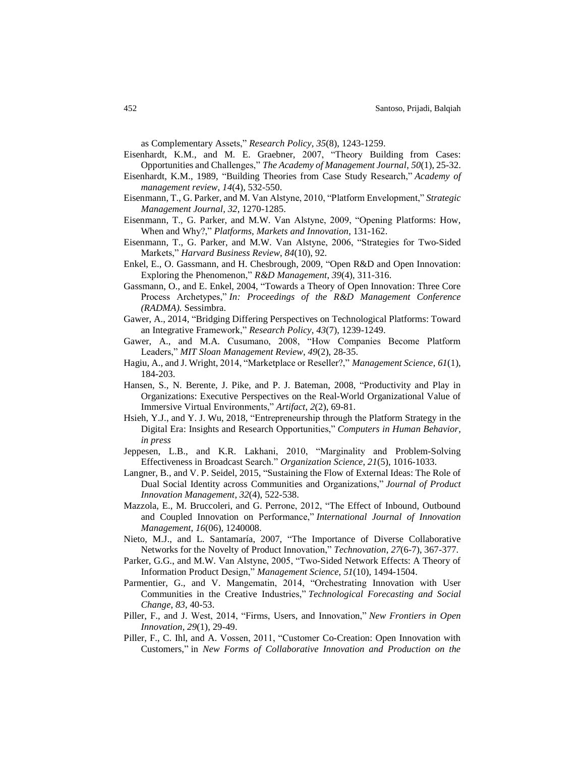as Complementary Assets," *Research Policy*, *35*(8), 1243-1259.

Eisenhardt, K.M., and M. E. Graebner, 2007, "Theory Building from Cases: Opportunities and Challenges," *The Academy of Management Journal*, *50*(1), 25-32.

Eisenhardt, K.M., 1989, "Building Theories from Case Study Research," *Academy of management review*, *14*(4), 532-550.

Eisenmann, T., G. Parker, and M. Van Alstyne, 2010, "Platform Envelopment," *Strategic Management Journal*, *32*, 1270-1285.

Eisenmann, T., G. Parker, and M.W. Van Alstyne, 2009, "Opening Platforms: How, When and Why?," *Platforms, Markets and Innovation*, 131-162.

Eisenmann, T., G. Parker, and M.W. Van Alstyne, 2006, "Strategies for Two-Sided Markets," *Harvard Business Review*, *84*(10), 92.

Enkel, E., O. Gassmann, and H. Chesbrough, 2009, "Open R&D and Open Innovation: Exploring the Phenomenon," *R&D Management*, *39*(4), 311-316.

Gassmann, O., and E. Enkel, 2004, "Towards a Theory of Open Innovation: Three Core Process Archetypes," *In: Proceedings of the R&D Management Conference (RADMA).* Sessimbra.

Gawer, A., 2014, "Bridging Differing Perspectives on Technological Platforms: Toward an Integrative Framework," *Research Policy*, *43*(7), 1239-1249.

Gawer, A., and M.A. Cusumano, 2008, "How Companies Become Platform Leaders," *MIT Sloan Management Review*, *49*(2), 28-35.

Hagiu, A., and J. Wright, 2014, "Marketplace or Reseller?," *Management Science*, *61*(1), 184-203.

Hansen, S., N. Berente, J. Pike, and P. J. Bateman, 2008, "Productivity and Play in Organizations: Executive Perspectives on the Real-World Organizational Value of Immersive Virtual Environments," *Artifact*, *2*(2), 69-81.

Hsieh, Y.J., and Y. J. Wu, 2018, "Entrepreneurship through the Platform Strategy in the Digital Era: Insights and Research Opportunities," *Computers in Human Behavior, in press*

Jeppesen, L.B., and K.R. Lakhani, 2010, "Marginality and Problem-Solving Effectiveness in Broadcast Search." *Organization Science*, *21*(5), 1016-1033.

Langner, B., and V. P. Seidel, 2015, "Sustaining the Flow of External Ideas: The Role of Dual Social Identity across Communities and Organizations," *Journal of Product Innovation Management*, *32*(4), 522-538.

Mazzola, E., M. Bruccoleri, and G. Perrone, 2012, "The Effect of Inbound, Outbound and Coupled Innovation on Performance," *International Journal of Innovation Management*, *16*(06), 1240008.

Nieto, M.J., and L. Santamaría, 2007, "The Importance of Diverse Collaborative Networks for the Novelty of Product Innovation," *Technovation*, *27*(6-7), 367-377.

Parker, G.G., and M.W. Van Alstyne, 2005, "Two-Sided Network Effects: A Theory of Information Product Design," *Management Science*, *51*(10), 1494-1504.

Parmentier, G., and V. Mangematin, 2014, "Orchestrating Innovation with User Communities in the Creative Industries," *Technological Forecasting and Social Change*, *83*, 40-53.

Piller, F., and J. West, 2014, "Firms, Users, and Innovation," *New Frontiers in Open Innovation*, *29*(1), 29-49.

Piller, F., C. Ihl, and A. Vossen, 2011, "Customer Co-Creation: Open Innovation with Customers," in *New Forms of Collaborative Innovation and Production on the*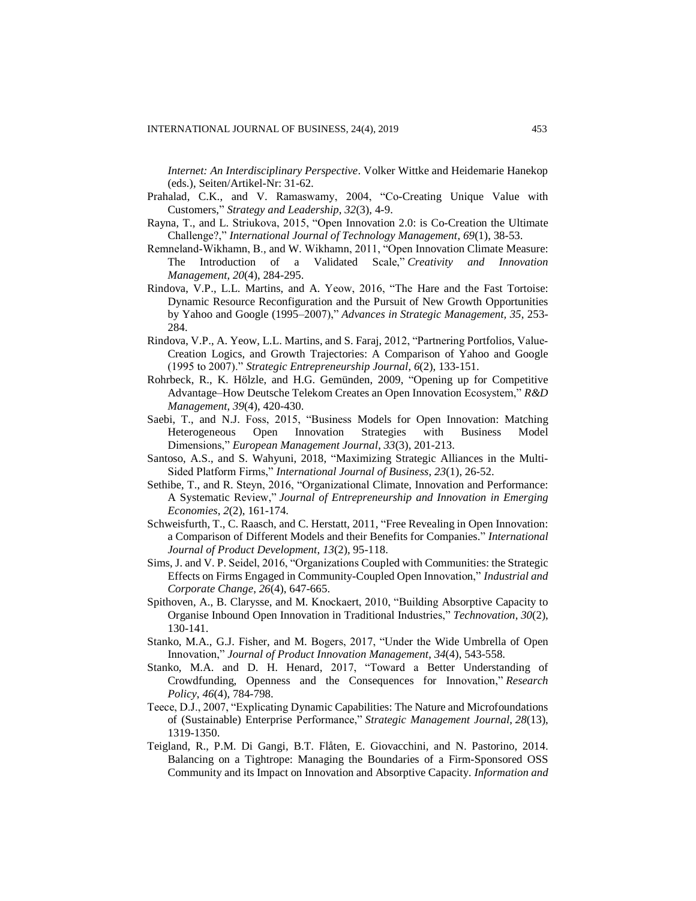*Internet: An Interdisciplinary Perspective*. Volker Wittke and Heidemarie Hanekop (eds.), Seiten/Artikel-Nr: 31-62.

Prahalad, C.K., and V. Ramaswamy, 2004, "Co-Creating Unique Value with Customers," *Strategy and Leadership*, *32*(3), 4-9.

Rayna, T., and L. Striukova, 2015, "Open Innovation 2.0: is Co-Creation the Ultimate Challenge?," *International Journal of Technology Management*, *69*(1), 38-53.

Remneland-Wikhamn, B., and W. Wikhamn, 2011, "Open Innovation Climate Measure: The Introduction of a Validated Scale," *Creativity and Innovation Management*, *20*(4), 284-295.

Rindova, V.P., L.L. Martins, and A. Yeow, 2016, "The Hare and the Fast Tortoise: Dynamic Resource Reconfiguration and the Pursuit of New Growth Opportunities by Yahoo and Google (1995–2007)," *Advances in Strategic Management*, *35*, 253-284.

Rindova, V.P., A. Yeow, L.L. Martins, and S. Faraj, 2012, "Partnering Portfolios, Value-Creation Logics, and Growth Trajectories: A Comparison of Yahoo and Google (1995 to 2007)." *Strategic Entrepreneurship Journal*, *6*(2), 133-151.

Rohrbeck, R., K. Hölzle, and H.G. Gemünden, 2009, "Opening up for Competitive Advantage–How Deutsche Telekom Creates an Open Innovation Ecosystem," *R&D Management*, *39*(4), 420-430.

Saebi, T., and N.J. Foss, 2015, "Business Models for Open Innovation: Matching Heterogeneous Open Innovation Strategies with Business Model Dimensions," *European Management Journal*, *33*(3), 201-213.

Santoso, A.S., and S. Wahyuni, 2018, "Maximizing Strategic Alliances in the Multi-Sided Platform Firms," *International Journal of Business*, *23*(1), 26-52.

Sethibe, T., and R. Steyn, 2016, "Organizational Climate, Innovation and Performance: A Systematic Review," *Journal of Entrepreneurship and Innovation in Emerging Economies*, *2*(2), 161-174.

Schweisfurth, T., C. Raasch, and C. Herstatt, 2011, "Free Revealing in Open Innovation: a Comparison of Different Models and their Benefits for Companies." *International Journal of Product Development*, *13*(2), 95-118.

Sims, J. and V. P. Seidel, 2016, "Organizations Coupled with Communities: the Strategic Effects on Firms Engaged in Community-Coupled Open Innovation," *Industrial and Corporate Change*, *26*(4), 647-665.

Spithoven, A., B. Clarysse, and M. Knockaert, 2010, "Building Absorptive Capacity to Organise Inbound Open Innovation in Traditional Industries," *Technovation*, *30*(2), 130-141.

Stanko, M.A., G.J. Fisher, and M. Bogers, 2017, "Under the Wide Umbrella of Open Innovation," *Journal of Product Innovation Management*, *34*(4), 543-558.

Stanko, M.A. and D. H. Henard, 2017, "Toward a Better Understanding of Crowdfunding, Openness and the Consequences for Innovation," *Research Policy*, *46*(4), 784-798.

Teece, D.J., 2007, "Explicating Dynamic Capabilities: The Nature and Microfoundations of (Sustainable) Enterprise Performance," *Strategic Management Journal*, *28*(13), 1319-1350.

Teigland, R., P.M. Di Gangi, B.T. Flåten, E. Giovacchini, and N. Pastorino, 2014. Balancing on a Tightrope: Managing the Boundaries of a Firm-Sponsored OSS Community and its Impact on Innovation and Absorptive Capacity. *Information and*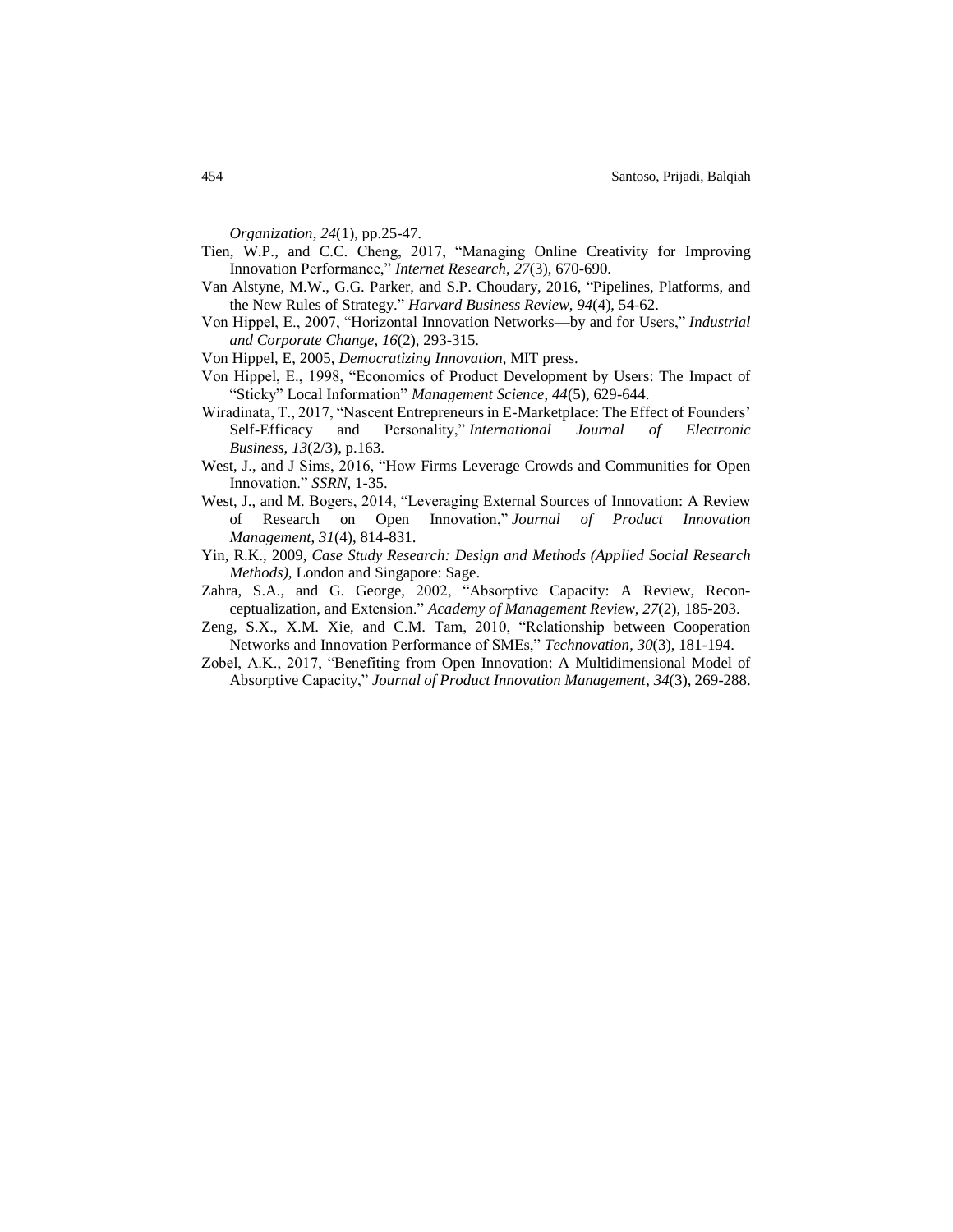*Organization*, *24*(1), pp.25-47.

Tien, W.P., and C.C. Cheng, 2017, "Managing Online Creativity for Improving Innovation Performance," *Internet Research*, *27*(3), 670-690.

Van Alstyne, M.W., G.G. Parker, and S.P. Choudary, 2016, "Pipelines, Platforms, and the New Rules of Strategy." *Harvard Business Review*, *94*(4), 54-62.

Von Hippel, E., 2007, "Horizontal Innovation Networks—by and for Users," *Industrial and Corporate Change*, *16*(2), 293-315.

Von Hippel, E, 2005, *Democratizing Innovation*, MIT press.

Von Hippel, E., 1998, "Economics of Product Development by Users: The Impact of "Sticky" Local Information" *Management Science*, *44*(5), 629-644.

Wiradinata, T., 2017, "Nascent Entrepreneurs in E-Marketplace: The Effect of Founders' Self-Efficacy and Personality," *International Journal of Electronic Business*, *13*(2/3), p.163.

West, J., and J Sims, 2016, "How Firms Leverage Crowds and Communities for Open Innovation." *SSRN*, 1-35.

West, J., and M. Bogers, 2014, "Leveraging External Sources of Innovation: A Review of Research on Open Innovation," *Journal of Product Innovation Management*, *31*(4), 814-831.

Yin, R.K., 2009, *Case Study Research: Design and Methods (Applied Social Research Methods),* London and Singapore: Sage.

Zahra, S.A., and G. George, 2002, "Absorptive Capacity: A Review, Reconceptualization, and Extension." *Academy of Management Review*, *27*(2), 185-203.

Zeng, S.X., X.M. Xie, and C.M. Tam, 2010, "Relationship between Cooperation Networks and Innovation Performance of SMEs," *Technovation*, *30*(3), 181-194.

Zobel, A.K., 2017, "Benefiting from Open Innovation: A Multidimensional Model of Absorptive Capacity," *Journal of Product Innovation Management*, *34*(3), 269-288.